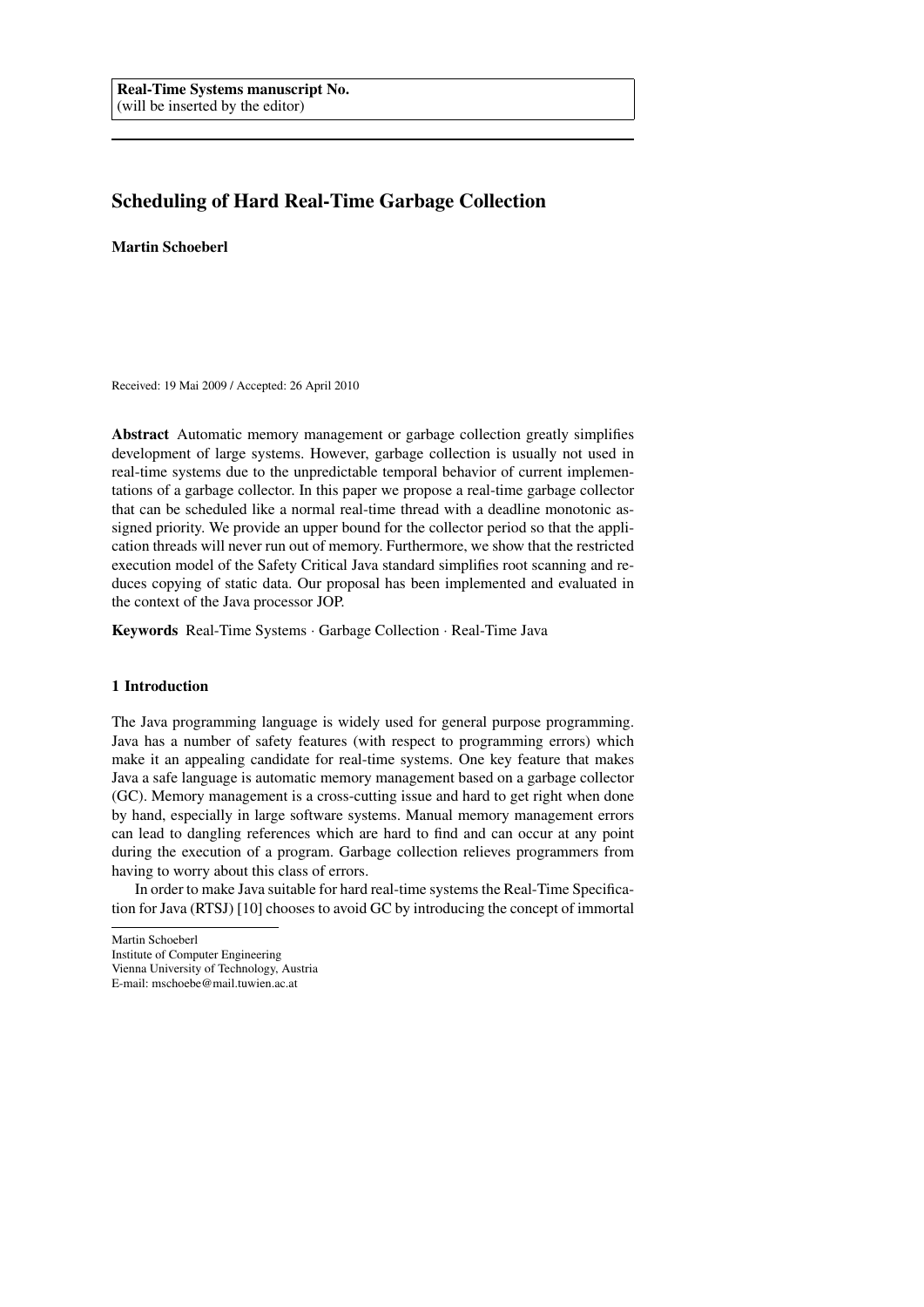Real-Time Systems manuscript No.
(will be inserted by the editor)

# Scheduling of Hard Real-Time Garbage Collection

**Martin Schoeberl**

Received: 19 Mai 2009 / Accepted: 26 April 2010

**Abstract** Automatic memory management or garbage collection greatly simplifies development of large systems. However, garbage collection is usually not used in real-time systems due to the unpredictable temporal behavior of current implementations of a garbage collector. In this paper we propose a real-time garbage collector that can be scheduled like a normal real-time thread with a deadline monotonic assigned priority. We provide an upper bound for the collector period so that the application threads will never run out of memory. Furthermore, we show that the restricted execution model of the Safety Critical Java standard simplifies root scanning and reduces copying of static data. Our proposal has been implemented and evaluated in the context of the Java processor JOP.

**Keywords** Real-Time Systems · Garbage Collection · Real-Time Java

## 1 Introduction

The Java programming language is widely used for general purpose programming. Java has a number of safety features (with respect to programming errors) which make it an appealing candidate for real-time systems. One key feature that makes Java a safe language is automatic memory management based on a garbage collector (GC). Memory management is a cross-cutting issue and hard to get right when done by hand, especially in large software systems. Manual memory management errors can lead to dangling references which are hard to find and can occur at any point during the execution of a program. Garbage collection relieves programmers from having to worry about this class of errors.

In order to make Java suitable for hard real-time systems the Real-Time Specification for Java (RTSJ) [10] chooses to avoid GC by introducing the concept of immortal

Martin Schoeberl
Institute of Computer Engineering
Vienna University of Technology, Austria
E-mail: mschoebe@mail.tuwien.ac.at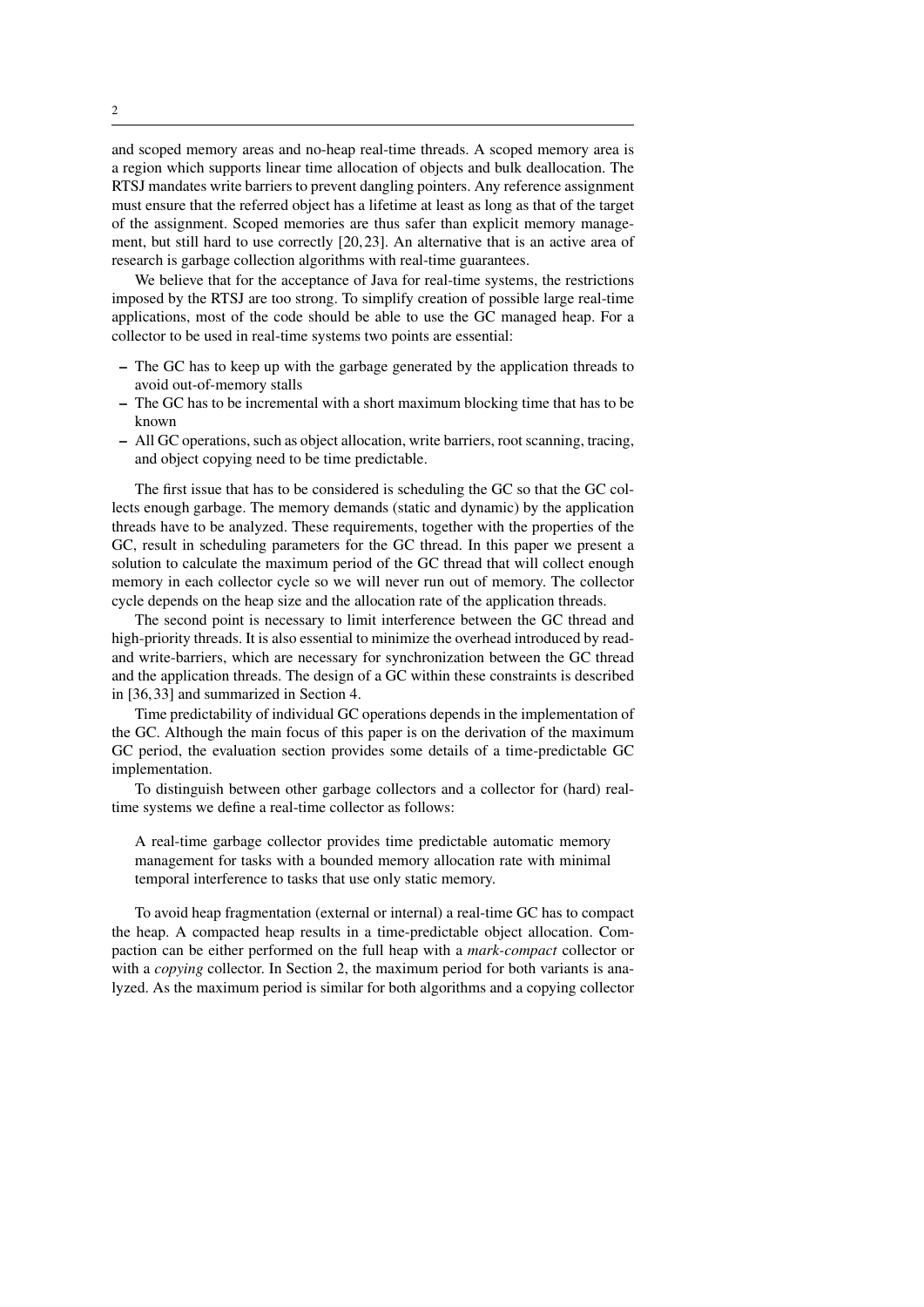and scoped memory areas and no-heap real-time threads. A scoped memory area is a region which supports linear time allocation of objects and bulk deallocation. The RTSJ mandates write barriers to prevent dangling pointers. Any reference assignment must ensure that the referred object has a lifetime at least as long as that of the target of the assignment. Scoped memories are thus safer than explicit memory management, but still hard to use correctly [20, 23]. An alternative that is an active area of research is garbage collection algorithms with real-time guarantees.

We believe that for the acceptance of Java for real-time systems, the restrictions imposed by the RTSJ are too strong. To simplify creation of possible large real-time applications, most of the code should be able to use the GC managed heap. For a collector to be used in real-time systems two points are essential:

- The GC has to keep up with the garbage generated by the application threads to avoid out-of-memory stalls
- The GC has to be incremental with a short maximum blocking time that has to be known
- All GC operations, such as object allocation, write barriers, root scanning, tracing, and object copying need to be time predictable.

The first issue that has to be considered is scheduling the GC so that the GC collects enough garbage. The memory demands (static and dynamic) by the application threads have to be analyzed. These requirements, together with the properties of the GC, result in scheduling parameters for the GC thread. In this paper we present a solution to calculate the maximum period of the GC thread that will collect enough memory in each collector cycle so we will never run out of memory. The collector cycle depends on the heap size and the allocation rate of the application threads.

The second point is necessary to limit interference between the GC thread and high-priority threads. It is also essential to minimize the overhead introduced by read- and write-barriers, which are necessary for synchronization between the GC thread and the application threads. The design of a GC within these constraints is described in [36, 33] and summarized in Section 4.

Time predictability of individual GC operations depends in the implementation of the GC. Although the main focus of this paper is on the derivation of the maximum GC period, the evaluation section provides some details of a time-predictable GC implementation.

To distinguish between other garbage collectors and a collector for (hard) real-time systems we define a real-time collector as follows:

> A real-time garbage collector provides time predictable automatic memory management for tasks with a bounded memory allocation rate with minimal temporal interference to tasks that use only static memory.

To avoid heap fragmentation (external or internal) a real-time GC has to compact the heap. A compacted heap results in a time-predictable object allocation. Compaction can be either performed on the full heap with a *mark-compact* collector or with a *copying* collector. In Section 2, the maximum period for both variants is analyzed. As the maximum period is similar for both algorithms and a copying collector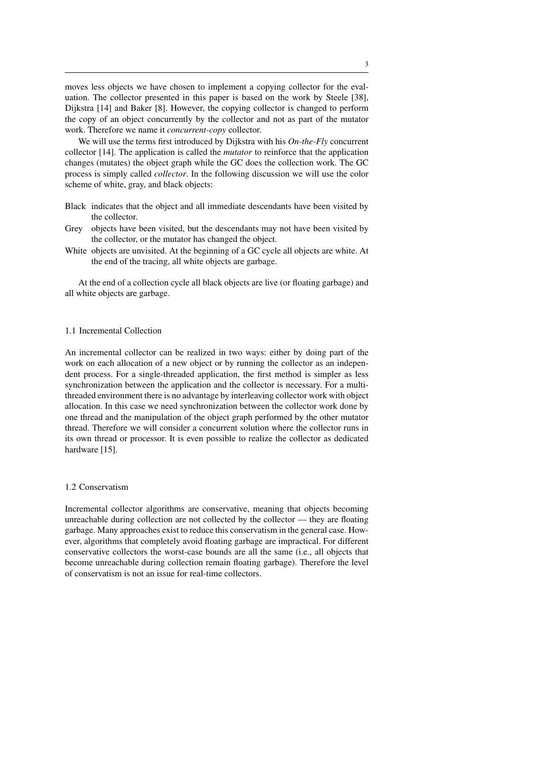moves less objects we have chosen to implement a copying collector for the evaluation. The collector presented in this paper is based on the work by Steele [38], Dijkstra [14] and Baker [8]. However, the copying collector is changed to perform the copy of an object concurrently by the collector and not as part of the mutator work. Therefore we name it *concurrent-copy* collector.

We will use the terms first introduced by Dijkstra with his *On-the-Fly* concurrent collector [14]. The application is called the *mutator* to reinforce that the application changes (mutates) the object graph while the GC does the collection work. The GC process is simply called *collector*. In the following discussion we will use the color scheme of white, gray, and black objects:

- Black indicates that the object and all immediate descendants have been visited by the collector.
- Grey objects have been visited, but the descendants may not have been visited by the collector, or the mutator has changed the object.
- White objects are unvisited. At the beginning of a GC cycle all objects are white. At the end of the tracing, all white objects are garbage.

At the end of a collection cycle all black objects are live (or floating garbage) and all white objects are garbage.

## 1.1 Incremental Collection

An incremental collector can be realized in two ways: either by doing part of the work on each allocation of a new object or by running the collector as an independent process. For a single-threaded application, the first method is simpler as less synchronization between the application and the collector is necessary. For a multi-threaded environment there is no advantage by interleaving collector work with object allocation. In this case we need synchronization between the collector work done by one thread and the manipulation of the object graph performed by the other mutator thread. Therefore we will consider a concurrent solution where the collector runs in its own thread or processor. It is even possible to realize the collector as dedicated hardware [15].

## 1.2 Conservatism

Incremental collector algorithms are conservative, meaning that objects becoming unreachable during collection are not collected by the collector — they are floating garbage. Many approaches exist to reduce this conservatism in the general case. However, algorithms that completely avoid floating garbage are impractical. For different conservative collectors the worst-case bounds are all the same (i.e., all objects that become unreachable during collection remain floating garbage). Therefore the level of conservatism is not an issue for real-time collectors.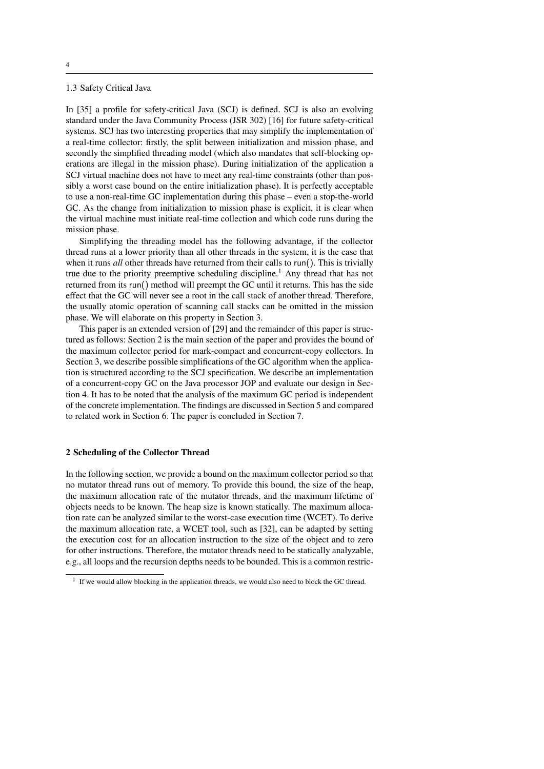### 1.3 Safety Critical Java

In [35] a profile for safety-critical Java (SCJ) is defined. SCJ is also an evolving standard under the Java Community Process (JSR 302) [16] for future safety-critical systems. SCJ has two interesting properties that may simplify the implementation of a real-time collector: firstly, the split between initialization and mission phase, and secondly the simplified threading model (which also mandates that self-blocking operations are illegal in the mission phase). During initialization of the application a SCJ virtual machine does not have to meet any real-time constraints (other than possibly a worst case bound on the entire initialization phase). It is perfectly acceptable to use a non-real-time GC implementation during this phase – even a stop-the-world GC. As the change from initialization to mission phase is explicit, it is clear when the virtual machine must initiate real-time collection and which code runs during the mission phase.

Simplifying the threading model has the following advantage, if the collector thread runs at a lower priority than all other threads in the system, it is the case that when it runs *all* other threads have returned from their calls to `run()`. This is trivially true due to the priority preemptive scheduling discipline.[1] Any thread that has not returned from its `run()` method will preempt the GC until it returns. This has the side effect that the GC will never see a root in the call stack of another thread. Therefore, the usually atomic operation of scanning call stacks can be omitted in the mission phase. We will elaborate on this property in Section 3.

This paper is an extended version of [29] and the remainder of this paper is structured as follows: Section 2 is the main section of the paper and provides the bound of the maximum collector period for mark-compact and concurrent-copy collectors. In Section 3, we describe possible simplifications of the GC algorithm when the application is structured according to the SCJ specification. We describe an implementation of a concurrent-copy GC on the Java processor JOP and evaluate our design in Section 4. It has to be noted that the analysis of the maximum GC period is independent of the concrete implementation. The findings are discussed in Section 5 and compared to related work in Section 6. The paper is concluded in Section 7.

## 2 Scheduling of the Collector Thread

In the following section, we provide a bound on the maximum collector period so that no mutator thread runs out of memory. To provide this bound, the size of the heap, the maximum allocation rate of the mutator threads, and the maximum lifetime of objects needs to be known. The heap size is known statically. The maximum allocation rate can be analyzed similar to the worst-case execution time (WCET). To derive the maximum allocation rate, a WCET tool, such as [32], can be adapted by setting the execution cost for an allocation instruction to the size of the object and to zero for other instructions. Therefore, the mutator threads need to be statically analyzable, e.g., all loops and the recursion depths needs to be bounded. This is a common restric-

[1] If we would allow blocking in the application threads, we would also need to block the GC thread.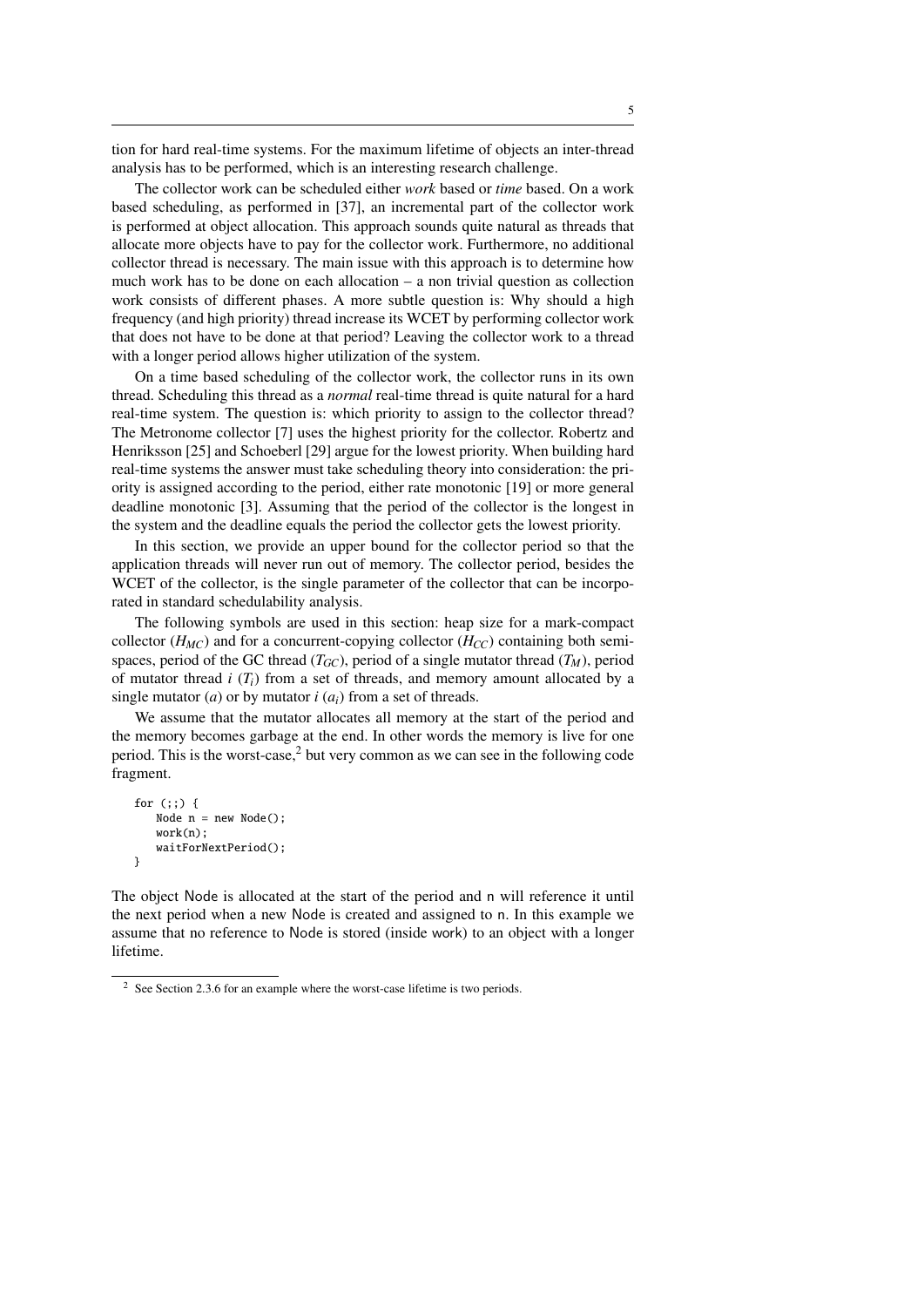tion for hard real-time systems. For the maximum lifetime of objects an inter-thread analysis has to be performed, which is an interesting research challenge.

The collector work can be scheduled either *work* based or *time* based. On a work based scheduling, as performed in [37], an incremental part of the collector work is performed at object allocation. This approach sounds quite natural as threads that allocate more objects have to pay for the collector work. Furthermore, no additional collector thread is necessary. The main issue with this approach is to determine how much work has to be done on each allocation – a non trivial question as collection work consists of different phases. A more subtle question is: Why should a high frequency (and high priority) thread increase its WCET by performing collector work that does not have to be done at that period? Leaving the collector work to a thread with a longer period allows higher utilization of the system.

On a time based scheduling of the collector work, the collector runs in its own thread. Scheduling this thread as a *normal* real-time thread is quite natural for a hard real-time system. The question is: which priority to assign to the collector thread? The Metronome collector [7] uses the highest priority for the collector. Robertz and Henriksson [25] and Schoeberl [29] argue for the lowest priority. When building hard real-time systems the answer must take scheduling theory into consideration: the priority is assigned according to the period, either rate monotonic [19] or more general deadline monotonic [3]. Assuming that the period of the collector is the longest in the system and the deadline equals the period the collector gets the lowest priority.

In this section, we provide an upper bound for the collector period so that the application threads will never run out of memory. The collector period, besides the WCET of the collector, is the single parameter of the collector that can be incorporated in standard schedulability analysis.

The following symbols are used in this section: heap size for a mark-compact collector ($H_{MC}$) and for a concurrent-copying collector ($H_{CC}$) containing both semi-spaces, period of the GC thread ($T_{GC}$), period of a single mutator thread ($T_M$), period of mutator thread $i$ ($T_i$) from a set of threads, and memory amount allocated by a single mutator ($a$) or by mutator $i$ ($a_i$) from a set of threads.

We assume that the mutator allocates all memory at the start of the period and the memory becomes garbage at the end. In other words the memory is live for one period. This is the worst-case,[2] but very common as we can see in the following code fragment.

```
for (;;) {
    Node n = new Node();
    work(n);
    waitForNextPeriod();
}
```

The object Node is allocated at the start of the period and n will reference it until the next period when a new Node is created and assigned to n. In this example we assume that no reference to Node is stored (inside work) to an object with a longer lifetime.

[2] See Section 2.3.6 for an example where the worst-case lifetime is two periods.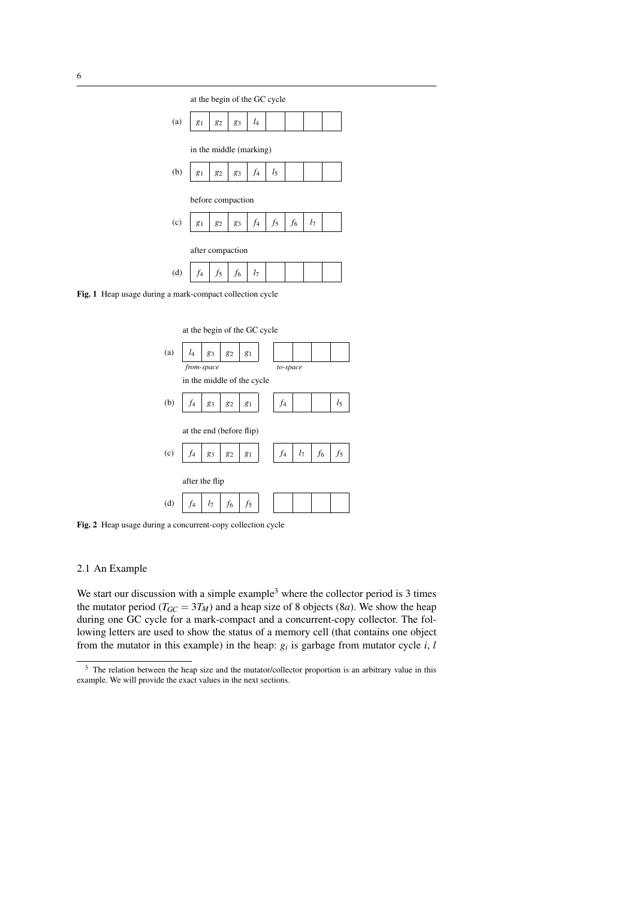at the begin of the GC cycle

| (a) | $g_1$ | $g_2$ | $g_3$ | $l_4$ | | | | |
|---|---|---|---|---|---|---|---|---|

in the middle (marking)

| (b) | $g_1$ | $g_2$ | $g_3$ | $f_4$ | $l_5$ | | | |
|---|---|---|---|---|---|---|---|---|

before compaction

| (c) | $g_1$ | $g_2$ | $g_3$ | $f_4$ | $f_5$ | $f_6$ | $l_7$ | |
|---|---|---|---|---|---|---|---|---|

after compaction

| (d) | $f_4$ | $f_5$ | $f_6$ | $l_7$ | | | | |
|---|---|---|---|---|---|---|---|---|

**Fig. 1** Heap usage during a mark-compact collection cycle

at the begin of the GC cycle

| (a) | $l_4$ | $g_3$ | $g_2$ | $g_1$ | | | | | |
|---|---|---|---|---|---|---|---|---|---|
| | *from-space* | | | | | *to-space* | | | |

in the middle of the cycle

| (b) | $f_4$ | $g_3$ | $g_2$ | $g_1$ | | $f_4$ | | | $l_5$ |
|---|---|---|---|---|---|---|---|---|---|

at the end (before flip)

| (c) | $f_4$ | $g_3$ | $g_2$ | $g_1$ | | $f_4$ | $l_7$ | $f_6$ | $f_5$ |
|---|---|---|---|---|---|---|---|---|---|

after the flip

| (d) | $f_4$ | $l_7$ | $f_6$ | $f_5$ | | | | | |
|---|---|---|---|---|---|---|---|---|---|

**Fig. 2** Heap usage during a concurrent-copy collection cycle

### 2.1 An Example

We start our discussion with a simple example[3] where the collector period is 3 times the mutator period ($T_{GC} = 3T_M$) and a heap size of 8 objects ($8a$). We show the heap during one GC cycle for a mark-compact and a concurrent-copy collector. The following letters are used to show the status of a memory cell (that contains one object from the mutator in this example) in the heap: $g_i$ is garbage from mutator cycle $i$, $l$

[3] The relation between the heap size and the mutator/collector proportion is an arbitrary value in this example. We will provide the exact values in the next sections.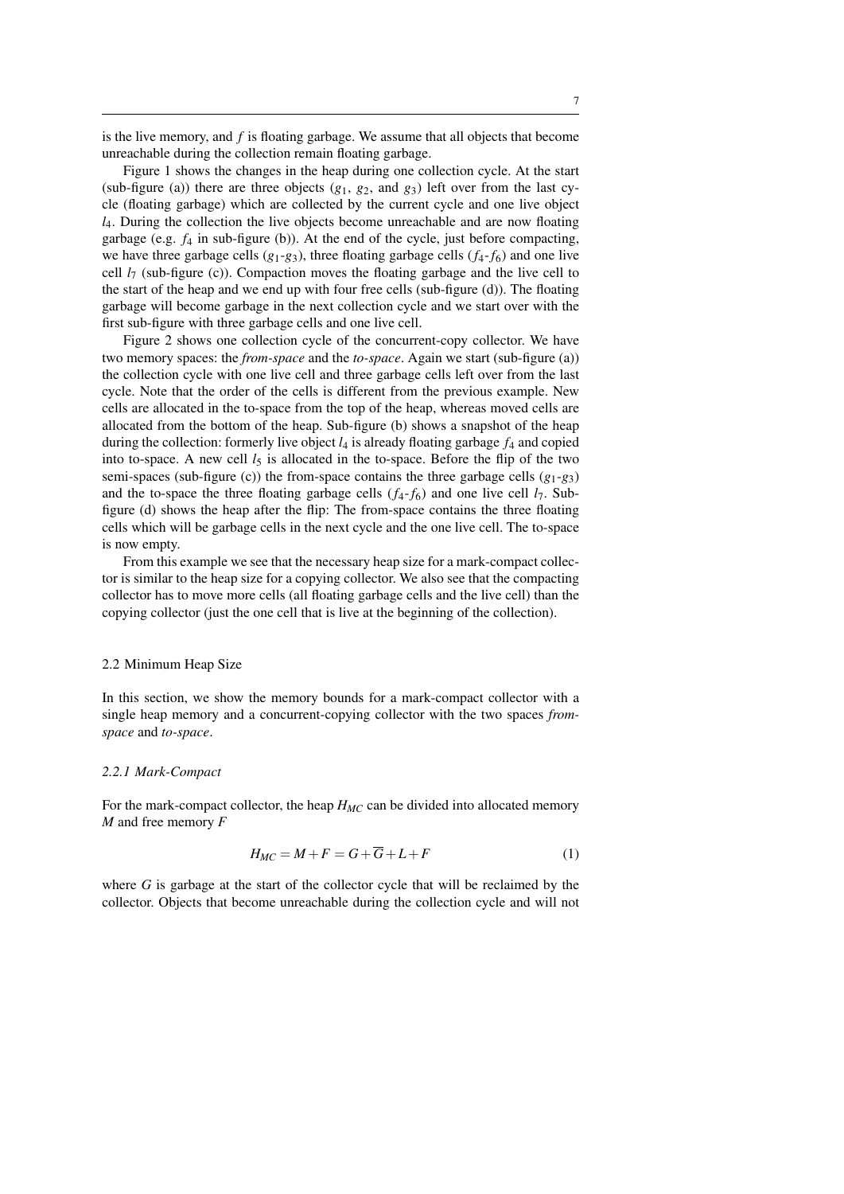is the live memory, and $f$ is floating garbage. We assume that all objects that become unreachable during the collection remain floating garbage.

Figure 1 shows the changes in the heap during one collection cycle. At the start (sub-figure (a)) there are three objects ($g_1$, $g_2$, and $g_3$) left over from the last cycle (floating garbage) which are collected by the current cycle and one live object $l_4$. During the collection the live objects become unreachable and are now floating garbage (e.g. $f_4$ in sub-figure (b)). At the end of the cycle, just before compacting, we have three garbage cells ($g_1$-$g_3$), three floating garbage cells ($f_4$-$f_6$) and one live cell $l_7$ (sub-figure (c)). Compaction moves the floating garbage and the live cell to the start of the heap and we end up with four free cells (sub-figure (d)). The floating garbage will become garbage in the next collection cycle and we start over with the first sub-figure with three garbage cells and one live cell.

Figure 2 shows one collection cycle of the concurrent-copy collector. We have two memory spaces: the *from-space* and the *to-space*. Again we start (sub-figure (a)) the collection cycle with one live cell and three garbage cells left over from the last cycle. Note that the order of the cells is different from the previous example. New cells are allocated in the to-space from the top of the heap, whereas moved cells are allocated from the bottom of the heap. Sub-figure (b) shows a snapshot of the heap during the collection: formerly live object $l_4$ is already floating garbage $f_4$ and copied into to-space. A new cell $l_5$ is allocated in the to-space. Before the flip of the two semi-spaces (sub-figure (c)) the from-space contains the three garbage cells ($g_1$-$g_3$) and the to-space the three floating garbage cells ($f_4$-$f_6$) and one live cell $l_7$. Sub-figure (d) shows the heap after the flip: The from-space contains the three floating cells which will be garbage cells in the next cycle and the one live cell. The to-space is now empty.

From this example we see that the necessary heap size for a mark-compact collector is similar to the heap size for a copying collector. We also see that the compacting collector has to move more cells (all floating garbage cells and the live cell) than the copying collector (just the one cell that is live at the beginning of the collection).

## 2.2 Minimum Heap Size

In this section, we show the memory bounds for a mark-compact collector with a single heap memory and a concurrent-copying collector with the two spaces *from-space* and *to-space*.

### 2.2.1 Mark-Compact

For the mark-compact collector, the heap $H_{MC}$ can be divided into allocated memory $M$ and free memory $F$

$$H_{MC} = M + F = G + \overline{G} + L + F \tag{1}$$

where $G$ is garbage at the start of the collector cycle that will be reclaimed by the collector. Objects that become unreachable during the collection cycle and will not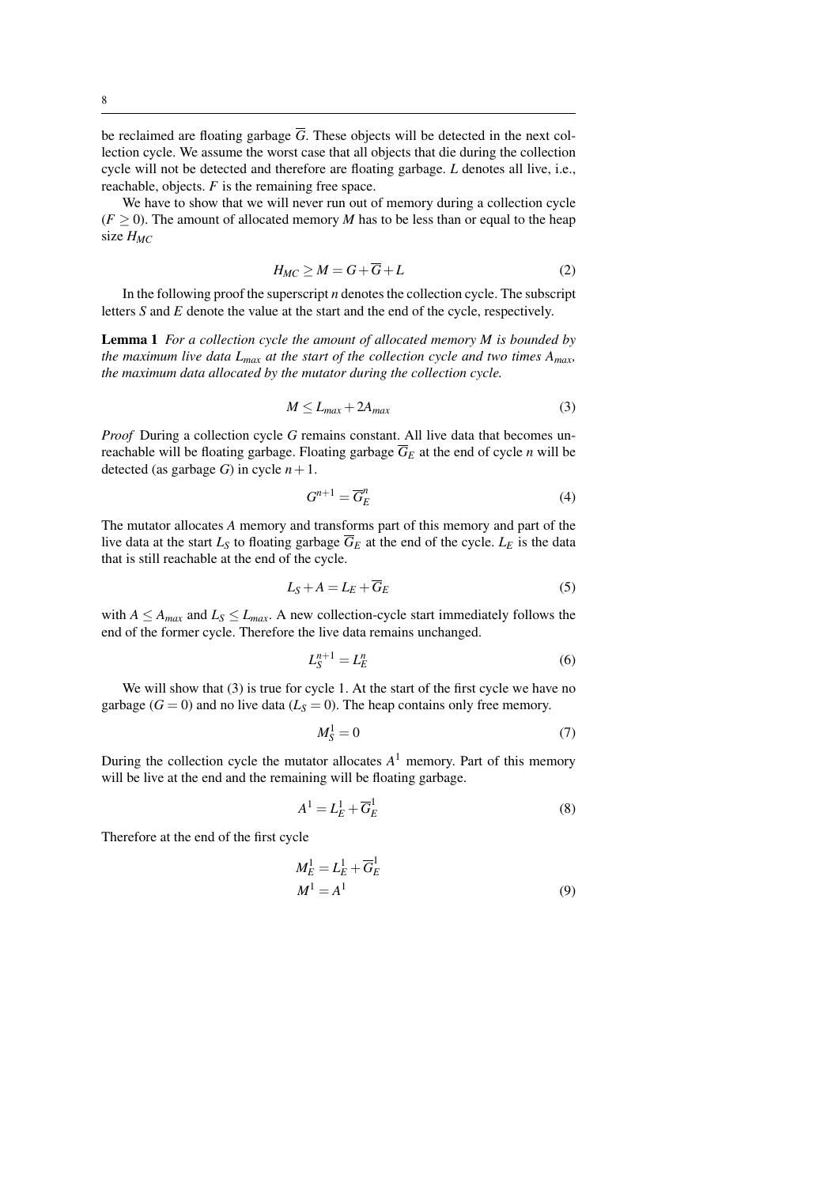be reclaimed are floating garbage $\overline{G}$. These objects will be detected in the next collection cycle. We assume the worst case that all objects that die during the collection cycle will not be detected and therefore are floating garbage. $L$ denotes all live, i.e., reachable, objects. $F$ is the remaining free space.

We have to show that we will never run out of memory during a collection cycle ($F \geq 0$). The amount of allocated memory $M$ has to be less than or equal to the heap size $H_{MC}$

$$H_{MC} \geq M = G + \overline{G} + L \tag{2}$$

In the following proof the superscript $n$ denotes the collection cycle. The subscript letters $S$ and $E$ denote the value at the start and the end of the cycle, respectively.

**Lemma 1** *For a collection cycle the amount of allocated memory $M$ is bounded by the maximum live data $L_{max}$ at the start of the collection cycle and two times $A_{max}$, the maximum data allocated by the mutator during the collection cycle.*

$$M \leq L_{max} + 2A_{max} \tag{3}$$

*Proof* During a collection cycle $G$ remains constant. All live data that becomes unreachable will be floating garbage. Floating garbage $\overline{G}_E$ at the end of cycle $n$ will be detected (as garbage $G$) in cycle $n+1$.

$$G^{n+1} = \overline{G}_E^n \tag{4}$$

The mutator allocates $A$ memory and transforms part of this memory and part of the live data at the start $L_S$ to floating garbage $\overline{G}_E$ at the end of the cycle. $L_E$ is the data that is still reachable at the end of the cycle.

$$L_S + A = L_E + \overline{G}_E \tag{5}$$

with $A \leq A_{max}$ and $L_S \leq L_{max}$. A new collection-cycle start immediately follows the end of the former cycle. Therefore the live data remains unchanged.

$$L_S^{n+1} = L_E^n \tag{6}$$

We will show that (3) is true for cycle 1. At the start of the first cycle we have no garbage ($G = 0$) and no live data ($L_S = 0$). The heap contains only free memory.

$$M_S^1 = 0 \tag{7}$$

During the collection cycle the mutator allocates $A^1$ memory. Part of this memory will be live at the end and the remaining will be floating garbage.

$$A^1 = L_E^1 + \overline{G}_E^1 \tag{8}$$

Therefore at the end of the first cycle

$$\begin{aligned} M_E^1 &= L_E^1 + \overline{G}_E^1 \\ M^1 &= A^1 \end{aligned} \tag{9}$$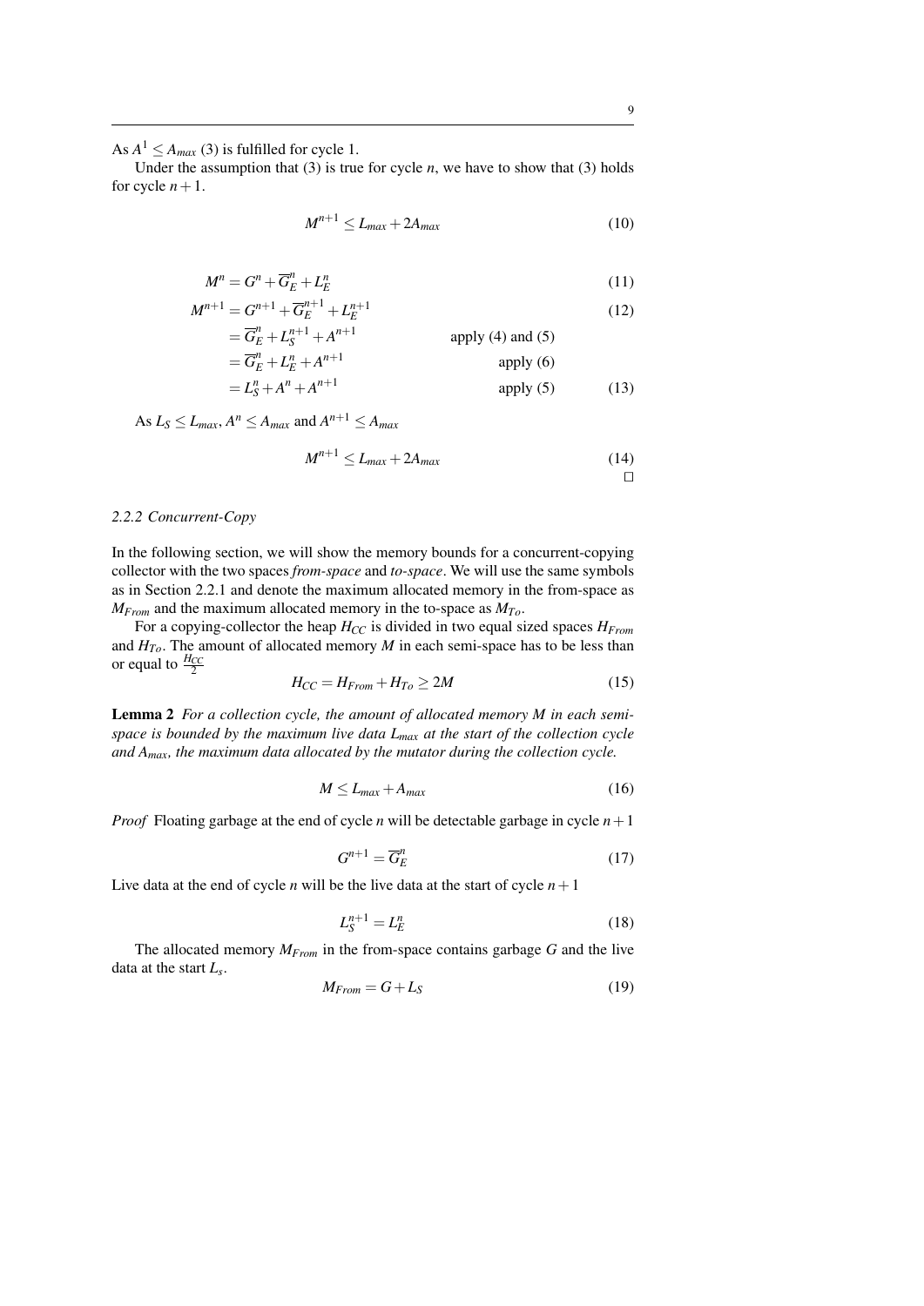As $A^1 \leq A_{max}$ (3) is fulfilled for cycle 1.

Under the assumption that (3) is true for cycle $n$, we have to show that (3) holds for cycle $n+1$.

$$M^{n+1} \leq L_{max} + 2A_{max} \tag{10}$$

$$M^n = G^n + \overline{G}_E^n + L_E^n \tag{11}$$

$$\begin{aligned}
M^{n+1} &= G^{n+1} + \overline{G}_E^{n+1} + L_E^{n+1} & & (12)\\
&= \overline{G}_E^n + L_S^{n+1} + A^{n+1} & \text{apply (4) and (5)} &\\
&= \overline{G}_E^n + L_E^n + A^{n+1} & \text{apply (6)} &\\
&= L_S^n + A^n + A^{n+1} & \text{apply (5)} & \quad (13)
\end{aligned}$$

As $L_S \leq L_{max}$, $A^n \leq A_{max}$ and $A^{n+1} \leq A_{max}$

$$M^{n+1} \leq L_{max} + 2A_{max} \tag{14}$$

□

### 2.2.2 Concurrent-Copy

In the following section, we will show the memory bounds for a concurrent-copying collector with the two spaces *from-space* and *to-space*. We will use the same symbols as in Section 2.2.1 and denote the maximum allocated memory in the from-space as $M_{From}$ and the maximum allocated memory in the to-space as $M_{To}$.

For a copying-collector the heap $H_{CC}$ is divided in two equal sized spaces $H_{From}$ and $H_{To}$. The amount of allocated memory $M$ in each semi-space has to be less than or equal to $\frac{H_{CC}}{2}$

$$H_{CC} = H_{From} + H_{To} \geq 2M \tag{15}$$

**Lemma 2** *For a collection cycle, the amount of allocated memory $M$ in each semi-space is bounded by the maximum live data $L_{max}$ at the start of the collection cycle and $A_{max}$, the maximum data allocated by the mutator during the collection cycle.*

$$M \leq L_{max} + A_{max} \tag{16}$$

*Proof* Floating garbage at the end of cycle $n$ will be detectable garbage in cycle $n+1$

$$G^{n+1} = \overline{G}_E^n \tag{17}$$

Live data at the end of cycle $n$ will be the live data at the start of cycle $n+1$

$$L_S^{n+1} = L_E^n \tag{18}$$

The allocated memory $M_{From}$ in the from-space contains garbage $G$ and the live data at the start $L_s$.

$$M_{From} = G + L_S \tag{19}$$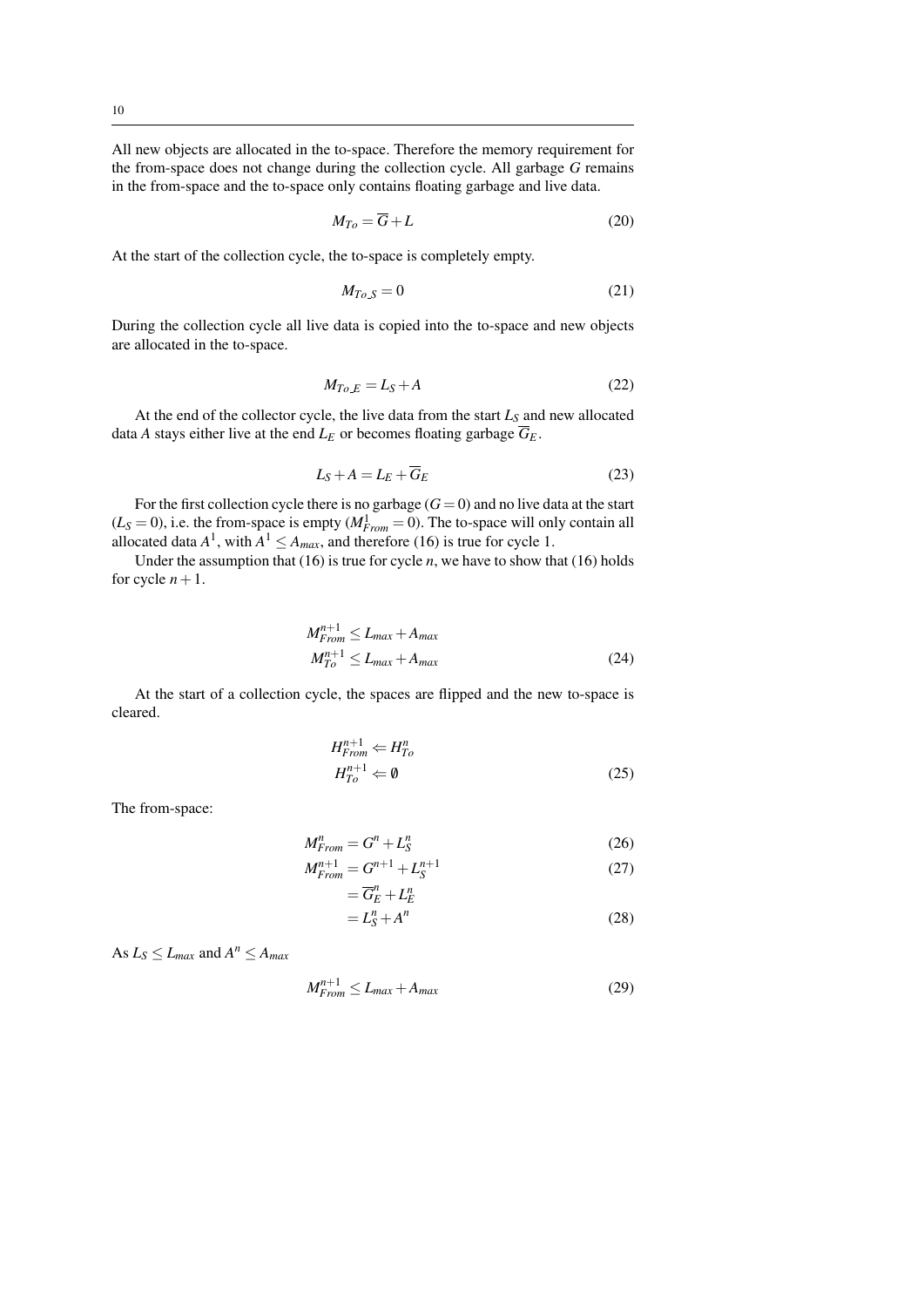All new objects are allocated in the to-space. Therefore the memory requirement for the from-space does not change during the collection cycle. All garbage $G$ remains in the from-space and the to-space only contains floating garbage and live data.

$$M_{To} = \overline{G} + L \tag{20}$$

At the start of the collection cycle, the to-space is completely empty.

$$M_{To\_S} = 0 \tag{21}$$

During the collection cycle all live data is copied into the to-space and new objects are allocated in the to-space.

$$M_{To\_E} = L_S + A \tag{22}$$

At the end of the collector cycle, the live data from the start $L_S$ and new allocated data $A$ stays either live at the end $L_E$ or becomes floating garbage $\overline{G}_E$.

$$L_S + A = L_E + \overline{G}_E \tag{23}$$

For the first collection cycle there is no garbage ($G = 0$) and no live data at the start ($L_S = 0$), i.e. the from-space is empty ($M^1_{From} = 0$). The to-space will only contain all allocated data $A^1$, with $A^1 \leq A_{max}$, and therefore (16) is true for cycle 1.

Under the assumption that (16) is true for cycle $n$, we have to show that (16) holds for cycle $n+1$.

$$\begin{aligned} M^{n+1}_{From} &\leq L_{max} + A_{max} \\ M^{n+1}_{To} &\leq L_{max} + A_{max} \end{aligned} \tag{24}$$

At the start of a collection cycle, the spaces are flipped and the new to-space is cleared.

$$\begin{aligned} H^{n+1}_{From} &\Leftarrow H^n_{To} \\ H^{n+1}_{To} &\Leftarrow \emptyset \end{aligned} \tag{25}$$

The from-space:

$$M^n_{From} = G^n + L^n_S \tag{26}$$

$$\begin{aligned} M^{n+1}_{From} &= G^{n+1} + L^{n+1}_S && (27) \\ &= \overline{G}^n_E + L^n_E \\ &= L^n_S + A^n && (28) \end{aligned}$$

As $L_S \leq L_{max}$ and $A^n \leq A_{max}$

$$M^{n+1}_{From} \leq L_{max} + A_{max} \tag{29}$$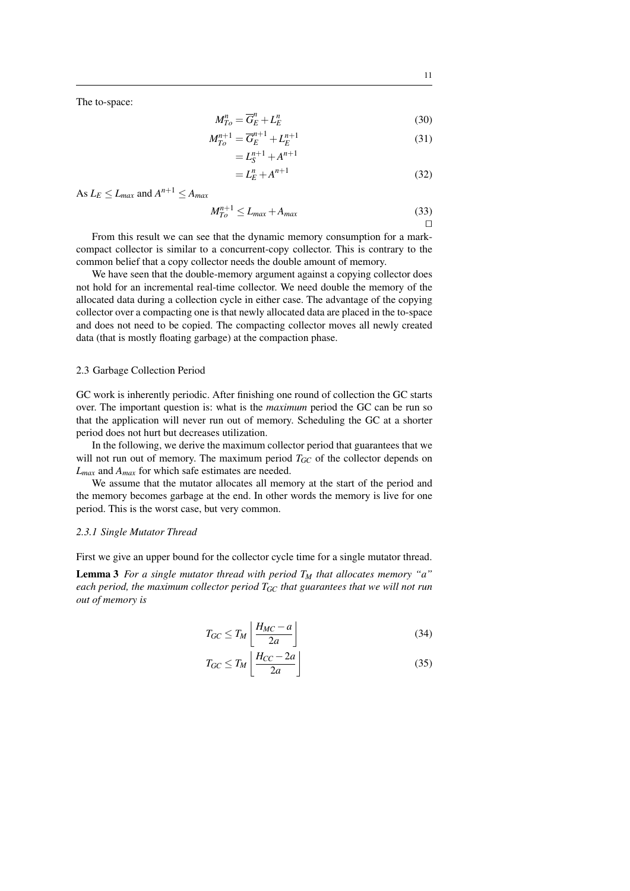The to-space:

$$M_{To}^n = \overline{G}_E^n + L_E^n \tag{30}$$

$$\begin{aligned} M_{To}^{n+1} &= \overline{G}_E^{n+1} + L_E^{n+1} \\ &= L_S^{n+1} + A^{n+1} \\ &= L_E^n + A^{n+1} \end{aligned} \tag{31, 32}$$

As $L_E \leq L_{max}$ and $A^{n+1} \leq A_{max}$

$$M_{To}^{n+1} \leq L_{max} + A_{max} \tag{33}$$

□

From this result we can see that the dynamic memory consumption for a mark-compact collector is similar to a concurrent-copy collector. This is contrary to the common belief that a copy collector needs the double amount of memory.

We have seen that the double-memory argument against a copying collector does not hold for an incremental real-time collector. We need double the memory of the allocated data during a collection cycle in either case. The advantage of the copying collector over a compacting one is that newly allocated data are placed in the to-space and does not need to be copied. The compacting collector moves all newly created data (that is mostly floating garbage) at the compaction phase.

## 2.3 Garbage Collection Period

GC work is inherently periodic. After finishing one round of collection the GC starts over. The important question is: what is the *maximum* period the GC can be run so that the application will never run out of memory. Scheduling the GC at a shorter period does not hurt but decreases utilization.

In the following, we derive the maximum collector period that guarantees that we will not run out of memory. The maximum period $T_{GC}$ of the collector depends on $L_{max}$ and $A_{max}$ for which safe estimates are needed.

We assume that the mutator allocates all memory at the start of the period and the memory becomes garbage at the end. In other words the memory is live for one period. This is the worst case, but very common.

### *2.3.1 Single Mutator Thread*

First we give an upper bound for the collector cycle time for a single mutator thread.

**Lemma 3** *For a single mutator thread with period $T_M$ that allocates memory "a" each period, the maximum collector period $T_{GC}$ that guarantees that we will not run out of memory is*

$$T_{GC} \leq T_M \left\lfloor \frac{H_{MC} - a}{2a} \right\rfloor \tag{34}$$

$$T_{GC} \leq T_M \left\lfloor \frac{H_{CC} - 2a}{2a} \right\rfloor \tag{35}$$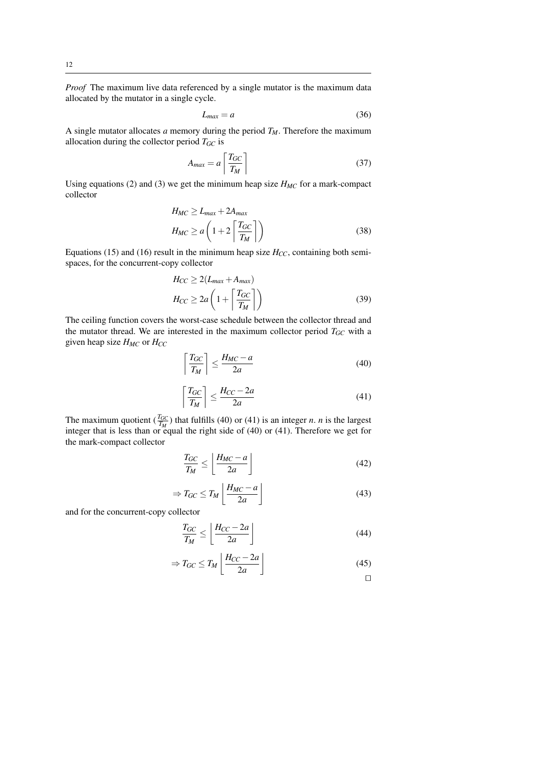*Proof* The maximum live data referenced by a single mutator is the maximum data allocated by the mutator in a single cycle.

$$L_{max} = a \tag{36}$$

A single mutator allocates $a$ memory during the period $T_M$. Therefore the maximum allocation during the collector period $T_{GC}$ is

$$A_{max} = a \left\lceil \frac{T_{GC}}{T_M} \right\rceil \tag{37}$$

Using equations (2) and (3) we get the minimum heap size $H_{MC}$ for a mark-compact collector

$$\begin{aligned} H_{MC} &\geq L_{max} + 2A_{max} \\ H_{MC} &\geq a\left(1 + 2\left\lceil \frac{T_{GC}}{T_M} \right\rceil\right) \end{aligned} \tag{38}$$

Equations (15) and (16) result in the minimum heap size $H_{CC}$, containing both semi-spaces, for the concurrent-copy collector

$$\begin{aligned} H_{CC} &\geq 2(L_{max} + A_{max}) \\ H_{CC} &\geq 2a\left(1 + \left\lceil \frac{T_{GC}}{T_M} \right\rceil\right) \end{aligned} \tag{39}$$

The ceiling function covers the worst-case schedule between the collector thread and the mutator thread. We are interested in the maximum collector period $T_{GC}$ with a given heap size $H_{MC}$ or $H_{CC}$

$$\left\lceil \frac{T_{GC}}{T_M} \right\rceil \leq \frac{H_{MC} - a}{2a} \tag{40}$$

$$\left\lceil \frac{T_{GC}}{T_M} \right\rceil \leq \frac{H_{CC} - 2a}{2a} \tag{41}$$

The maximum quotient ($\frac{T_{GC}}{T_M}$) that fulfills (40) or (41) is an integer $n$. $n$ is the largest integer that is less than or equal the right side of (40) or (41). Therefore we get for the mark-compact collector

$$\frac{T_{GC}}{T_M} \leq \left\lfloor \frac{H_{MC} - a}{2a} \right\rfloor \tag{42}$$

$$\Rightarrow T_{GC} \leq T_M \left\lfloor \frac{H_{MC} - a}{2a} \right\rfloor \tag{43}$$

and for the concurrent-copy collector

$$\frac{T_{GC}}{T_M} \leq \left\lfloor \frac{H_{CC} - 2a}{2a} \right\rfloor \tag{44}$$

$$\Rightarrow T_{GC} \leq T_M \left\lfloor \frac{H_{CC} - 2a}{2a} \right\rfloor \tag{45}$$

□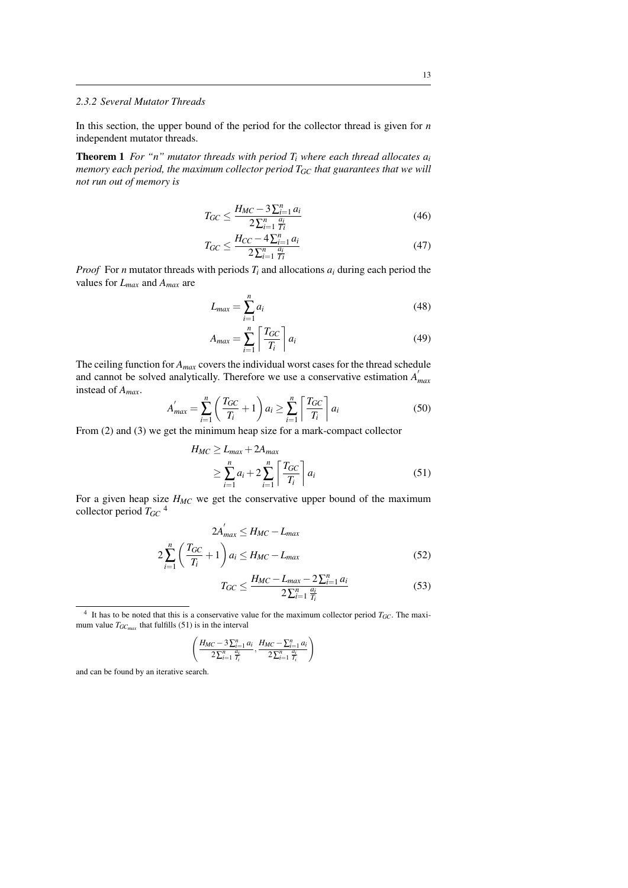### 2.3.2 Several Mutator Threads

In this section, the upper bound of the period for the collector thread is given for $n$ independent mutator threads.

**Theorem 1** *For "n" mutator threads with period $T_i$ where each thread allocates $a_i$ memory each period, the maximum collector period $T_{GC}$ that guarantees that we will not run out of memory is*

$$T_{GC} \leq \frac{H_{MC} - 3\sum_{i=1}^{n} a_i}{2\sum_{i=1}^{n} \frac{a_i}{Ti}} \tag{46}$$

$$T_{GC} \leq \frac{H_{CC} - 4\sum_{i=1}^{n} a_i}{2\sum_{i=1}^{n} \frac{a_i}{Ti}} \tag{47}$$

*Proof* For $n$ mutator threads with periods $T_i$ and allocations $a_i$ during each period the values for $L_{max}$ and $A_{max}$ are

$$L_{max} = \sum_{i=1}^{n} a_i \tag{48}$$

$$A_{max} = \sum_{i=1}^{n} \left\lceil \frac{T_{GC}}{T_i} \right\rceil a_i \tag{49}$$

The ceiling function for $A_{max}$ covers the individual worst cases for the thread schedule and cannot be solved analytically. Therefore we use a conservative estimation $A^{'}_{max}$ instead of $A_{max}$.

$$A^{'}_{max} = \sum_{i=1}^{n} \left( \frac{T_{GC}}{T_i} + 1 \right) a_i \geq \sum_{i=1}^{n} \left\lceil \frac{T_{GC}}{T_i} \right\rceil a_i \tag{50}$$

From (2) and (3) we get the minimum heap size for a mark-compact collector

$$\begin{aligned} H_{MC} &\geq L_{max} + 2A_{max} \\ &\geq \sum_{i=1}^{n} a_i + 2\sum_{i=1}^{n} \left\lceil \frac{T_{GC}}{T_i} \right\rceil a_i \end{aligned} \tag{51}$$

For a given heap size $H_{MC}$ we get the conservative upper bound of the maximum collector period $T_{GC}$ [4]

$$2A^{'}_{max} \leq H_{MC} - L_{max}$$

$$2\sum_{i=1}^{n} \left( \frac{T_{GC}}{T_i} + 1 \right) a_i \leq H_{MC} - L_{max} \tag{52}$$

$$T_{GC} \leq \frac{H_{MC} - L_{max} - 2\sum_{i=1}^{n} a_i}{2\sum_{i=1}^{n} \frac{a_i}{T_i}} \tag{53}$$

---

[4] It has to be noted that this is a conservative value for the maximum collector period $T_{GC}$. The maximum value $T_{GC_{max}}$ that fulfills (51) is in the interval

$$\left( \frac{H_{MC} - 3\sum_{i=1}^{n} a_i}{2\sum_{i=1}^{n} \frac{a_i}{T_i}}, \frac{H_{MC} - \sum_{i=1}^{n} a_i}{2\sum_{i=1}^{n} \frac{a_i}{T_i}} \right)$$

and can be found by an iterative search.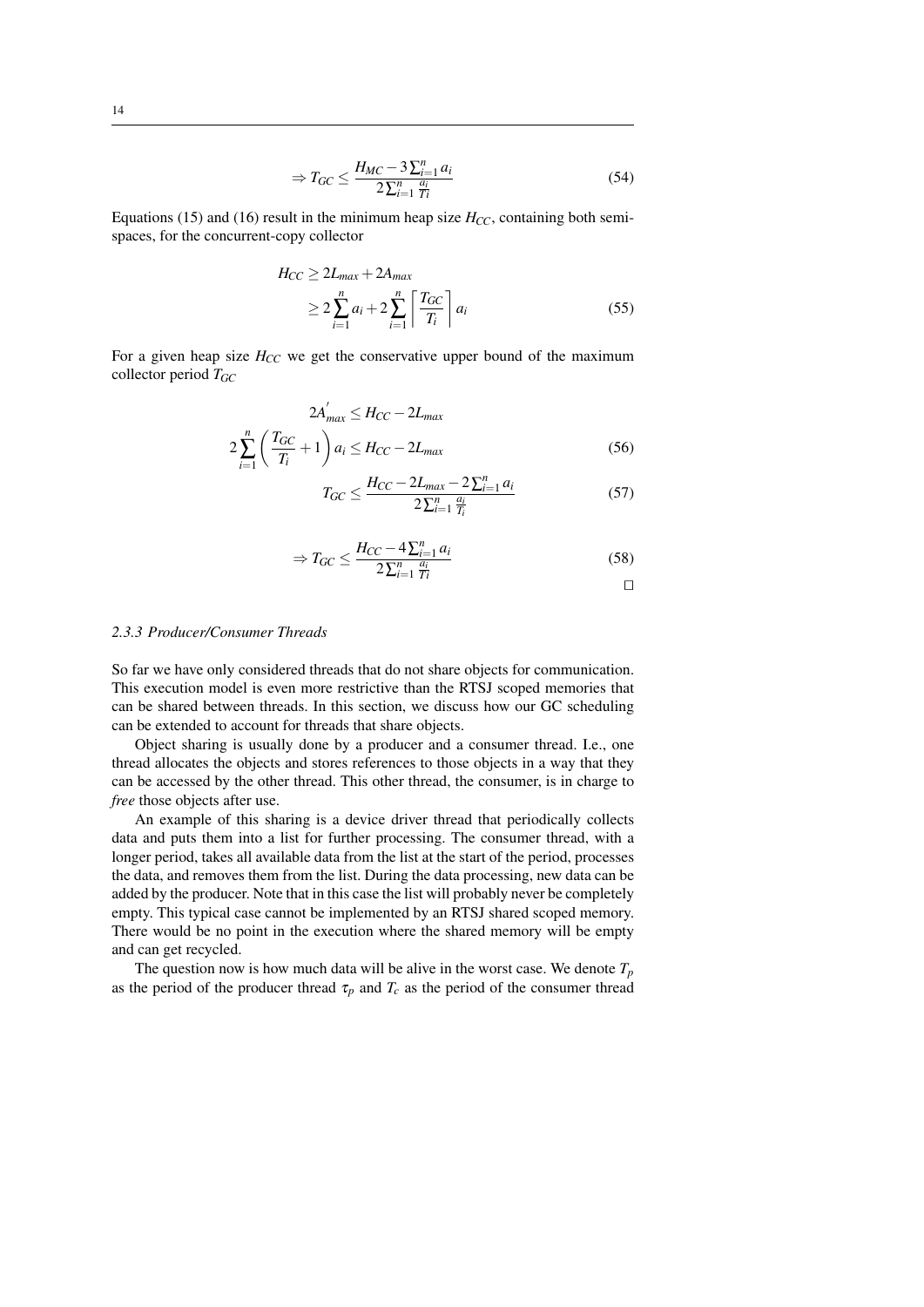$$\Rightarrow T_{GC} \leq \frac{H_{MC} - 3\sum_{i=1}^{n} a_i}{2\sum_{i=1}^{n} \frac{a_i}{Ti}} \tag{54}$$

Equations (15) and (16) result in the minimum heap size $H_{CC}$, containing both semi-spaces, for the concurrent-copy collector

$$\begin{aligned} H_{CC} &\geq 2L_{max} + 2A_{max} \\ &\geq 2\sum_{i=1}^{n} a_i + 2\sum_{i=1}^{n} \left\lceil \frac{T_{GC}}{T_i} \right\rceil a_i \end{aligned} \tag{55}$$

For a given heap size $H_{CC}$ we get the conservative upper bound of the maximum collector period $T_{GC}$

$$2A_{max}^{'} \leq H_{CC} - 2L_{max}$$

$$2\sum_{i=1}^{n} \left( \frac{T_{GC}}{T_i} + 1 \right) a_i \leq H_{CC} - 2L_{max} \tag{56}$$

$$T_{GC} \leq \frac{H_{CC} - 2L_{max} - 2\sum_{i=1}^{n} a_i}{2\sum_{i=1}^{n} \frac{a_i}{T_i}} \tag{57}$$

$$\Rightarrow T_{GC} \leq \frac{H_{CC} - 4\sum_{i=1}^{n} a_i}{2\sum_{i=1}^{n} \frac{a_i}{Ti}} \tag{58}$$

□

### *2.3.3 Producer/Consumer Threads*

So far we have only considered threads that do not share objects for communication. This execution model is even more restrictive than the RTSJ scoped memories that can be shared between threads. In this section, we discuss how our GC scheduling can be extended to account for threads that share objects.

Object sharing is usually done by a producer and a consumer thread. I.e., one thread allocates the objects and stores references to those objects in a way that they can be accessed by the other thread. This other thread, the consumer, is in charge to *free* those objects after use.

An example of this sharing is a device driver thread that periodically collects data and puts them into a list for further processing. The consumer thread, with a longer period, takes all available data from the list at the start of the period, processes the data, and removes them from the list. During the data processing, new data can be added by the producer. Note that in this case the list will probably never be completely empty. This typical case cannot be implemented by an RTSJ shared scoped memory. There would be no point in the execution where the shared memory will be empty and can get recycled.

The question now is how much data will be alive in the worst case. We denote $T_p$ as the period of the producer thread $\tau_p$ and $T_c$ as the period of the consumer thread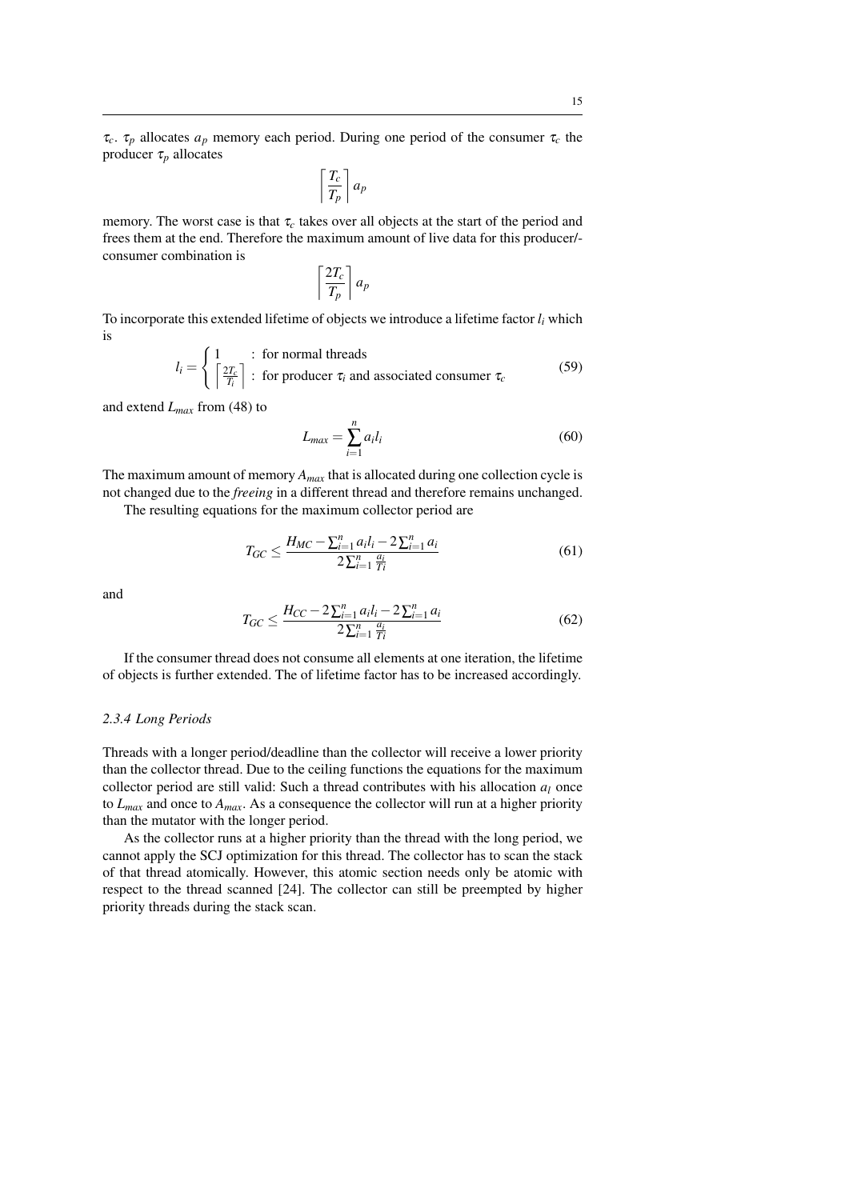$\tau_c$. $\tau_p$ allocates $a_p$ memory each period. During one period of the consumer $\tau_c$ the producer $\tau_p$ allocates

$$\left\lceil \frac{T_c}{T_p} \right\rceil a_p$$

memory. The worst case is that $\tau_c$ takes over all objects at the start of the period and frees them at the end. Therefore the maximum amount of live data for this producer/-consumer combination is

$$\left\lceil \frac{2T_c}{T_p} \right\rceil a_p$$

To incorporate this extended lifetime of objects we introduce a lifetime factor $l_i$ which is

$$l_i = \begin{cases} 1 & : \text{ for normal threads} \\ \left\lceil \frac{2T_c}{T_i} \right\rceil & : \text{ for producer } \tau_i \text{ and associated consumer } \tau_c \end{cases} \tag{59}$$

and extend $L_{max}$ from (48) to

$$L_{max} = \sum_{i=1}^{n} a_i l_i \tag{60}$$

The maximum amount of memory $A_{max}$ that is allocated during one collection cycle is not changed due to the *freeing* in a different thread and therefore remains unchanged.

The resulting equations for the maximum collector period are

$$T_{GC} \leq \frac{H_{MC} - \sum_{i=1}^{n} a_i l_i - 2\sum_{i=1}^{n} a_i}{2\sum_{i=1}^{n} \frac{a_i}{Ti}} \tag{61}$$

and

$$T_{GC} \leq \frac{H_{CC} - 2\sum_{i=1}^{n} a_i l_i - 2\sum_{i=1}^{n} a_i}{2\sum_{i=1}^{n} \frac{a_i}{Ti}} \tag{62}$$

If the consumer thread does not consume all elements at one iteration, the lifetime of objects is further extended. The of lifetime factor has to be increased accordingly.

### *2.3.4 Long Periods*

Threads with a longer period/deadline than the collector will receive a lower priority than the collector thread. Due to the ceiling functions the equations for the maximum collector period are still valid: Such a thread contributes with his allocation $a_l$ once to $L_{max}$ and once to $A_{max}$. As a consequence the collector will run at a higher priority than the mutator with the longer period.

As the collector runs at a higher priority than the thread with the long period, we cannot apply the SCJ optimization for this thread. The collector has to scan the stack of that thread atomically. However, this atomic section needs only be atomic with respect to the thread scanned [24]. The collector can still be preempted by higher priority threads during the stack scan.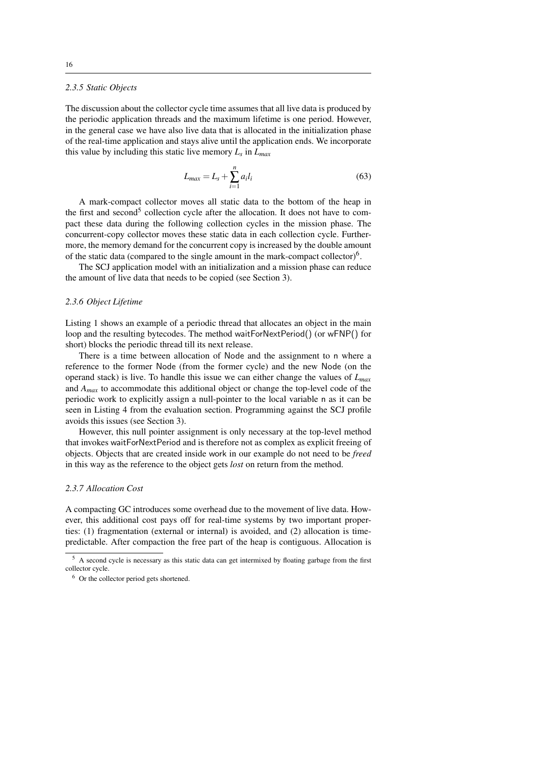#### *2.3.5 Static Objects*

The discussion about the collector cycle time assumes that all live data is produced by the periodic application threads and the maximum lifetime is one period. However, in the general case we have also live data that is allocated in the initialization phase of the real-time application and stays alive until the application ends. We incorporate this value by including this static live memory $L_s$ in $L_{max}$

$$L_{max} = L_s + \sum_{i=1}^{n} a_i l_i \tag{63}$$

A mark-compact collector moves all static data to the bottom of the heap in the first and second[5] collection cycle after the allocation. It does not have to compact these data during the following collection cycles in the mission phase. The concurrent-copy collector moves these static data in each collection cycle. Furthermore, the memory demand for the concurrent copy is increased by the double amount of the static data (compared to the single amount in the mark-compact collector)[6].

The SCJ application model with an initialization and a mission phase can reduce the amount of live data that needs to be copied (see Section 3).

#### *2.3.6 Object Lifetime*

Listing 1 shows an example of a periodic thread that allocates an object in the main loop and the resulting bytecodes. The method waitForNextPeriod() (or wFNP() for short) blocks the periodic thread till its next release.

There is a time between allocation of Node and the assignment to n where a reference to the former Node (from the former cycle) and the new Node (on the operand stack) is live. To handle this issue we can either change the values of $L_{max}$ and $A_{max}$ to accommodate this additional object or change the top-level code of the periodic work to explicitly assign a null-pointer to the local variable n as it can be seen in Listing 4 from the evaluation section. Programming against the SCJ profile avoids this issues (see Section 3).

However, this null pointer assignment is only necessary at the top-level method that invokes waitForNextPeriod and is therefore not as complex as explicit freeing of objects. Objects that are created inside work in our example do not need to be *freed* in this way as the reference to the object gets *lost* on return from the method.

#### *2.3.7 Allocation Cost*

A compacting GC introduces some overhead due to the movement of live data. However, this additional cost pays off for real-time systems by two important properties: (1) fragmentation (external or internal) is avoided, and (2) allocation is time-predictable. After compaction the free part of the heap is contiguous. Allocation is

---

[5] A second cycle is necessary as this static data can get intermixed by floating garbage from the first collector cycle.

[6] Or the collector period gets shortened.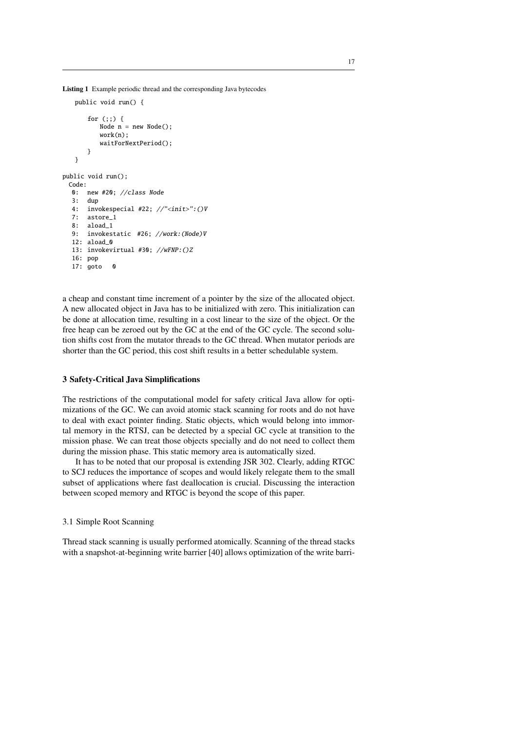**Listing 1** Example periodic thread and the corresponding Java bytecodes

```
    public void run() {

        for (;;) {
            Node n = new Node();
            work(n);
            waitForNextPeriod();
        }
    }

public void run();
  Code:
   0:  new #20; //class Node
   3:  dup
   4:  invokespecial #22; //"<init>":()V
   7:  astore_1
   8:  aload_1
   9:  invokestatic  #26; //work:(Node)V
   12: aload_0
   13: invokevirtual #30; //wFNP:()Z
   16: pop
   17: goto   0
```

a cheap and constant time increment of a pointer by the size of the allocated object. A new allocated object in Java has to be initialized with zero. This initialization can be done at allocation time, resulting in a cost linear to the size of the object. Or the free heap can be zeroed out by the GC at the end of the GC cycle. The second solution shifts cost from the mutator threads to the GC thread. When mutator periods are shorter than the GC period, this cost shift results in a better schedulable system.

## 3 Safety-Critical Java Simplifications

The restrictions of the computational model for safety critical Java allow for optimizations of the GC. We can avoid atomic stack scanning for roots and do not have to deal with exact pointer finding. Static objects, which would belong into immortal memory in the RTSJ, can be detected by a special GC cycle at transition to the mission phase. We can treat those objects specially and do not need to collect them during the mission phase. This static memory area is automatically sized.

It has to be noted that our proposal is extending JSR 302. Clearly, adding RTGC to SCJ reduces the importance of scopes and would likely relegate them to the small subset of applications where fast deallocation is crucial. Discussing the interaction between scoped memory and RTGC is beyond the scope of this paper.

### 3.1 Simple Root Scanning

Thread stack scanning is usually performed atomically. Scanning of the thread stacks with a snapshot-at-beginning write barrier [40] allows optimization of the write barri-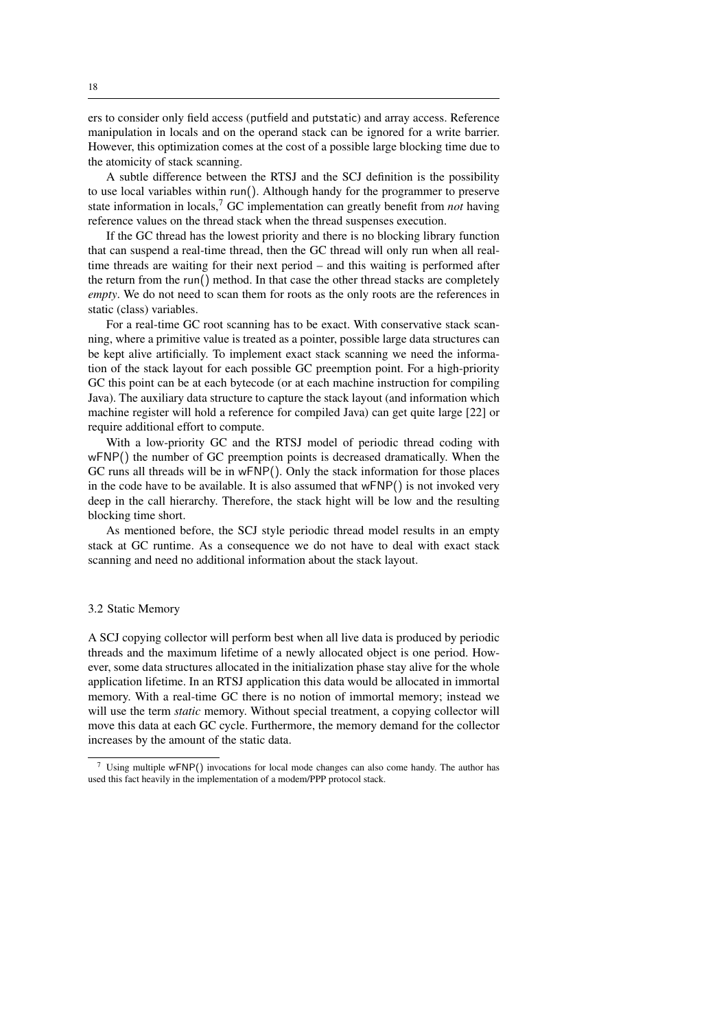ers to consider only field access (putfield and putstatic) and array access. Reference manipulation in locals and on the operand stack can be ignored for a write barrier. However, this optimization comes at the cost of a possible large blocking time due to the atomicity of stack scanning.

A subtle difference between the RTSJ and the SCJ definition is the possibility to use local variables within run(). Although handy for the programmer to preserve state information in locals,[7] GC implementation can greatly benefit from *not* having reference values on the thread stack when the thread suspenses execution.

If the GC thread has the lowest priority and there is no blocking library function that can suspend a real-time thread, then the GC thread will only run when all real-time threads are waiting for their next period – and this waiting is performed after the return from the run() method. In that case the other thread stacks are completely *empty*. We do not need to scan them for roots as the only roots are the references in static (class) variables.

For a real-time GC root scanning has to be exact. With conservative stack scanning, where a primitive value is treated as a pointer, possible large data structures can be kept alive artificially. To implement exact stack scanning we need the information of the stack layout for each possible GC preemption point. For a high-priority GC this point can be at each bytecode (or at each machine instruction for compiling Java). The auxiliary data structure to capture the stack layout (and information which machine register will hold a reference for compiled Java) can get quite large [22] or require additional effort to compute.

With a low-priority GC and the RTSJ model of periodic thread coding with wFNP() the number of GC preemption points is decreased dramatically. When the GC runs all threads will be in wFNP(). Only the stack information for those places in the code have to be available. It is also assumed that wFNP() is not invoked very deep in the call hierarchy. Therefore, the stack hight will be low and the resulting blocking time short.

As mentioned before, the SCJ style periodic thread model results in an empty stack at GC runtime. As a consequence we do not have to deal with exact stack scanning and need no additional information about the stack layout.

### 3.2 Static Memory

A SCJ copying collector will perform best when all live data is produced by periodic threads and the maximum lifetime of a newly allocated object is one period. However, some data structures allocated in the initialization phase stay alive for the whole application lifetime. In an RTSJ application this data would be allocated in immortal memory. With a real-time GC there is no notion of immortal memory; instead we will use the term *static* memory. Without special treatment, a copying collector will move this data at each GC cycle. Furthermore, the memory demand for the collector increases by the amount of the static data.

[7] Using multiple wFNP() invocations for local mode changes can also come handy. The author has used this fact heavily in the implementation of a modem/PPP protocol stack.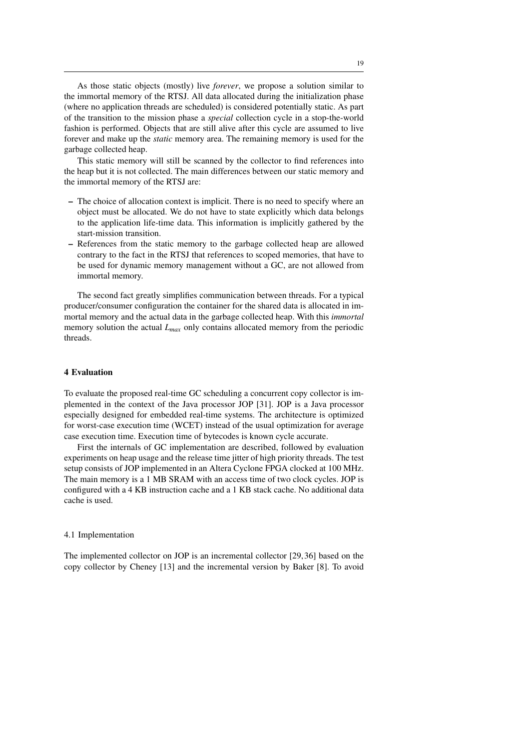As those static objects (mostly) live *forever*, we propose a solution similar to the immortal memory of the RTSJ. All data allocated during the initialization phase (where no application threads are scheduled) is considered potentially static. As part of the transition to the mission phase a *special* collection cycle in a stop-the-world fashion is performed. Objects that are still alive after this cycle are assumed to live forever and make up the *static* memory area. The remaining memory is used for the garbage collected heap.

This static memory will still be scanned by the collector to find references into the heap but it is not collected. The main differences between our static memory and the immortal memory of the RTSJ are:

- The choice of allocation context is implicit. There is no need to specify where an object must be allocated. We do not have to state explicitly which data belongs to the application life-time data. This information is implicitly gathered by the start-mission transition.
- References from the static memory to the garbage collected heap are allowed contrary to the fact in the RTSJ that references to scoped memories, that have to be used for dynamic memory management without a GC, are not allowed from immortal memory.

The second fact greatly simplifies communication between threads. For a typical producer/consumer configuration the container for the shared data is allocated in immortal memory and the actual data in the garbage collected heap. With this *immortal* memory solution the actual $L_{max}$ only contains allocated memory from the periodic threads.

## 4 Evaluation

To evaluate the proposed real-time GC scheduling a concurrent copy collector is implemented in the context of the Java processor JOP [31]. JOP is a Java processor especially designed for embedded real-time systems. The architecture is optimized for worst-case execution time (WCET) instead of the usual optimization for average case execution time. Execution time of bytecodes is known cycle accurate.

First the internals of GC implementation are described, followed by evaluation experiments on heap usage and the release time jitter of high priority threads. The test setup consists of JOP implemented in an Altera Cyclone FPGA clocked at 100 MHz. The main memory is a 1 MB SRAM with an access time of two clock cycles. JOP is configured with a 4 KB instruction cache and a 1 KB stack cache. No additional data cache is used.

### 4.1 Implementation

The implemented collector on JOP is an incremental collector [29, 36] based on the copy collector by Cheney [13] and the incremental version by Baker [8]. To avoid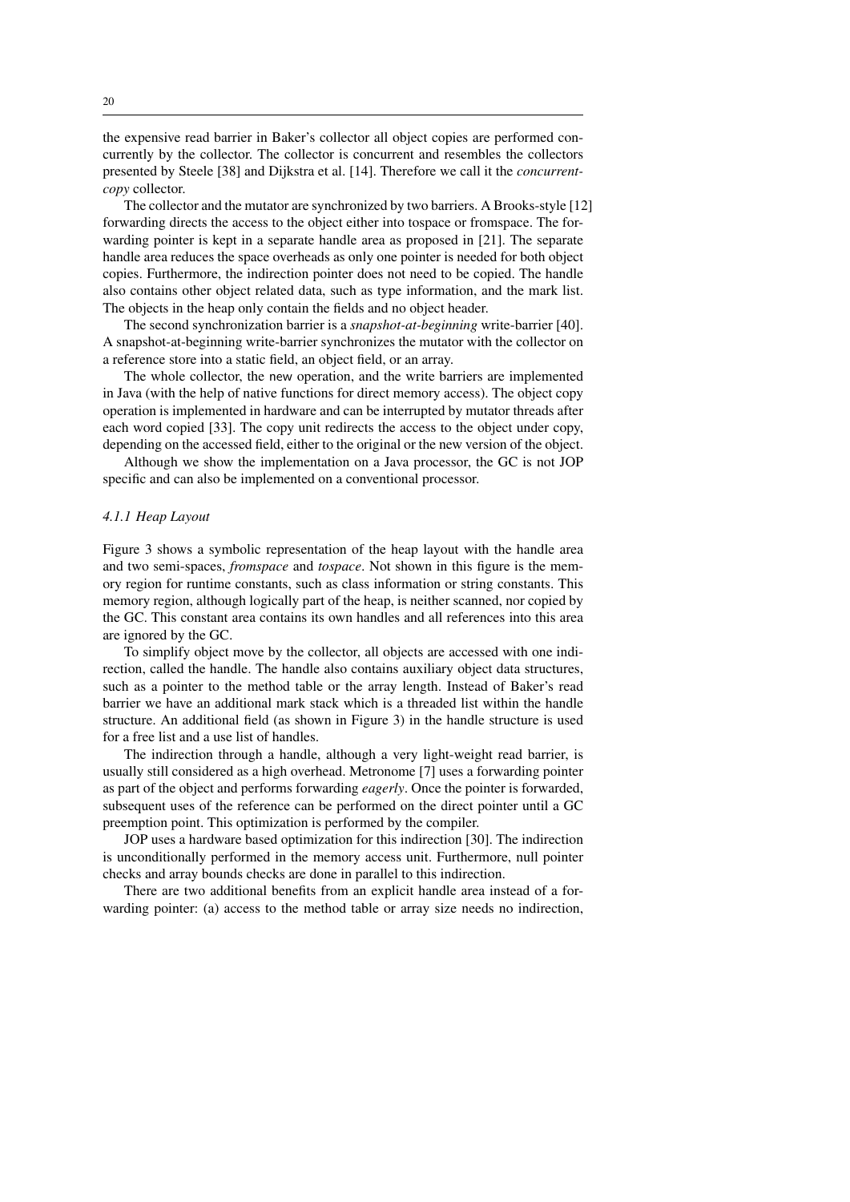the expensive read barrier in Baker's collector all object copies are performed concurrently by the collector. The collector is concurrent and resembles the collectors presented by Steele [38] and Dijkstra et al. [14]. Therefore we call it the *concurrent-copy* collector.

The collector and the mutator are synchronized by two barriers. A Brooks-style [12] forwarding directs the access to the object either into tospace or fromspace. The forwarding pointer is kept in a separate handle area as proposed in [21]. The separate handle area reduces the space overheads as only one pointer is needed for both object copies. Furthermore, the indirection pointer does not need to be copied. The handle also contains other object related data, such as type information, and the mark list. The objects in the heap only contain the fields and no object header.

The second synchronization barrier is a *snapshot-at-beginning* write-barrier [40]. A snapshot-at-beginning write-barrier synchronizes the mutator with the collector on a reference store into a static field, an object field, or an array.

The whole collector, the new operation, and the write barriers are implemented in Java (with the help of native functions for direct memory access). The object copy operation is implemented in hardware and can be interrupted by mutator threads after each word copied [33]. The copy unit redirects the access to the object under copy, depending on the accessed field, either to the original or the new version of the object.

Although we show the implementation on a Java processor, the GC is not JOP specific and can also be implemented on a conventional processor.

### *4.1.1 Heap Layout*

Figure 3 shows a symbolic representation of the heap layout with the handle area and two semi-spaces, *fromspace* and *tospace*. Not shown in this figure is the memory region for runtime constants, such as class information or string constants. This memory region, although logically part of the heap, is neither scanned, nor copied by the GC. This constant area contains its own handles and all references into this area are ignored by the GC.

To simplify object move by the collector, all objects are accessed with one indirection, called the handle. The handle also contains auxiliary object data structures, such as a pointer to the method table or the array length. Instead of Baker's read barrier we have an additional mark stack which is a threaded list within the handle structure. An additional field (as shown in Figure 3) in the handle structure is used for a free list and a use list of handles.

The indirection through a handle, although a very light-weight read barrier, is usually still considered as a high overhead. Metronome [7] uses a forwarding pointer as part of the object and performs forwarding *eagerly*. Once the pointer is forwarded, subsequent uses of the reference can be performed on the direct pointer until a GC preemption point. This optimization is performed by the compiler.

JOP uses a hardware based optimization for this indirection [30]. The indirection is unconditionally performed in the memory access unit. Furthermore, null pointer checks and array bounds checks are done in parallel to this indirection.

There are two additional benefits from an explicit handle area instead of a forwarding pointer: (a) access to the method table or array size needs no indirection,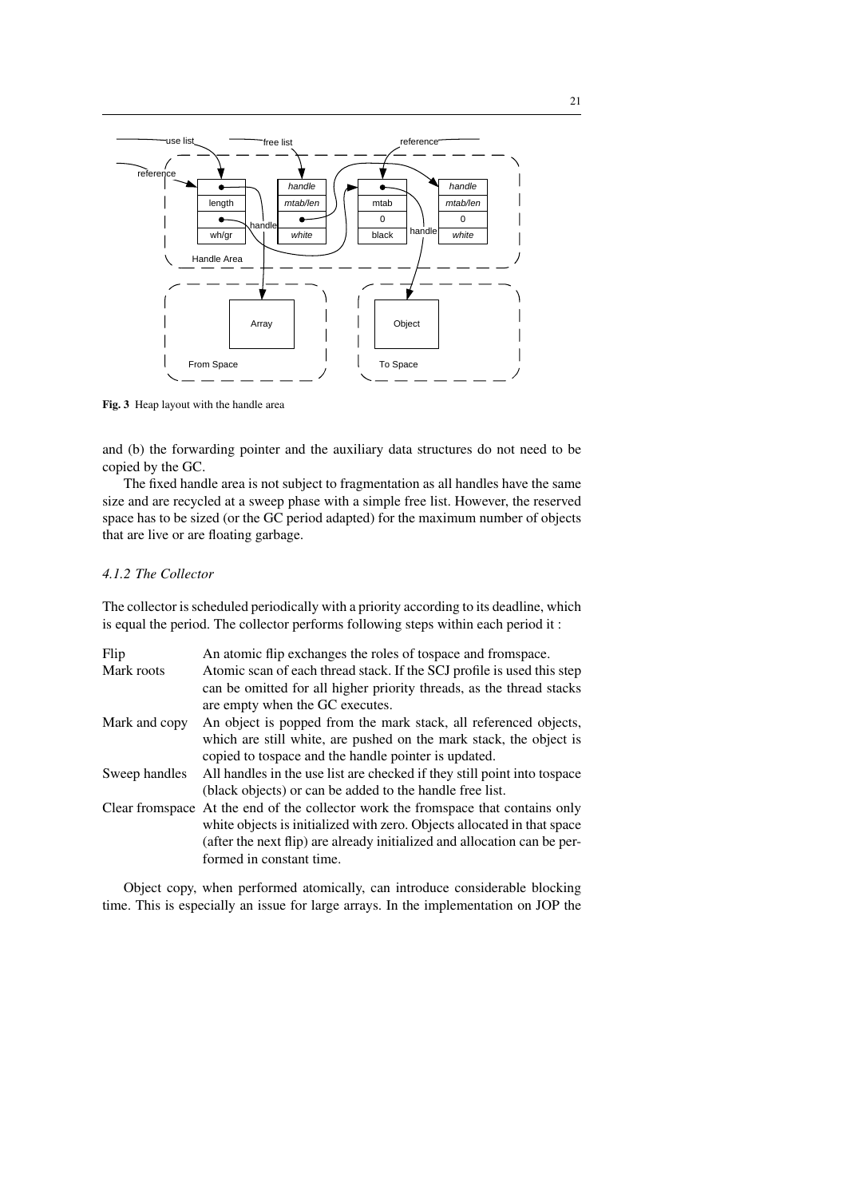Fig. 3 Heap layout with the handle area

and (b) the forwarding pointer and the auxiliary data structures do not need to be copied by the GC.

The fixed handle area is not subject to fragmentation as all handles have the same size and are recycled at a sweep phase with a simple free list. However, the reserved space has to be sized (or the GC period adapted) for the maximum number of objects that are live or are floating garbage.

#### *4.1.2 The Collector*

The collector is scheduled periodically with a priority according to its deadline, which is equal the period. The collector performs following steps within each period it :

| | |
|---|---|
| Flip | An atomic flip exchanges the roles of tospace and fromspace. |
| Mark roots | Atomic scan of each thread stack. If the SCJ profile is used this step can be omitted for all higher priority threads, as the thread stacks are empty when the GC executes. |
| Mark and copy | An object is popped from the mark stack, all referenced objects, which are still white, are pushed on the mark stack, the object is copied to tospace and the handle pointer is updated. |
| Sweep handles | All handles in the use list are checked if they still point into tospace (black objects) or can be added to the handle free list. |
| Clear fromspace | At the end of the collector work the fromspace that contains only white objects is initialized with zero. Objects allocated in that space (after the next flip) are already initialized and allocation can be performed in constant time. |

Object copy, when performed atomically, can introduce considerable blocking time. This is especially an issue for large arrays. In the implementation on JOP the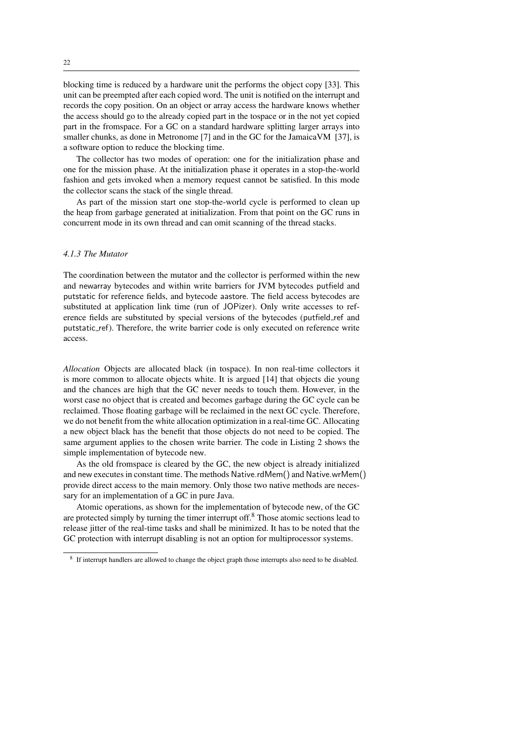blocking time is reduced by a hardware unit the performs the object copy [33]. This unit can be preempted after each copied word. The unit is notified on the interrupt and records the copy position. On an object or array access the hardware knows whether the access should go to the already copied part in the tospace or in the not yet copied part in the fromspace. For a GC on a standard hardware splitting larger arrays into smaller chunks, as done in Metronome [7] and in the GC for the JamaicaVM [37], is a software option to reduce the blocking time.

The collector has two modes of operation: one for the initialization phase and one for the mission phase. At the initialization phase it operates in a stop-the-world fashion and gets invoked when a memory request cannot be satisfied. In this mode the collector scans the stack of the single thread.

As part of the mission start one stop-the-world cycle is performed to clean up the heap from garbage generated at initialization. From that point on the GC runs in concurrent mode in its own thread and can omit scanning of the thread stacks.

### *4.1.3 The Mutator*

The coordination between the mutator and the collector is performed within the new and newarray bytecodes and within write barriers for JVM bytecodes putfield and putstatic for reference fields, and bytecode aastore. The field access bytecodes are substituted at application link time (run of JOPizer). Only write accesses to reference fields are substituted by special versions of the bytecodes (putfield_ref and putstatic_ref). Therefore, the write barrier code is only executed on reference write access.

*Allocation* Objects are allocated black (in tospace). In non real-time collectors it is more common to allocate objects white. It is argued [14] that objects die young and the chances are high that the GC never needs to touch them. However, in the worst case no object that is created and becomes garbage during the GC cycle can be reclaimed. Those floating garbage will be reclaimed in the next GC cycle. Therefore, we do not benefit from the white allocation optimization in a real-time GC. Allocating a new object black has the benefit that those objects do not need to be copied. The same argument applies to the chosen write barrier. The code in Listing 2 shows the simple implementation of bytecode new.

As the old fromspace is cleared by the GC, the new object is already initialized and new executes in constant time. The methods Native.rdMem() and Native.wrMem() provide direct access to the main memory. Only those two native methods are necessary for an implementation of a GC in pure Java.

Atomic operations, as shown for the implementation of bytecode new, of the GC are protected simply by turning the timer interrupt off.[8] Those atomic sections lead to release jitter of the real-time tasks and shall be minimized. It has to be noted that the GC protection with interrupt disabling is not an option for multiprocessor systems.

[8] If interrupt handlers are allowed to change the object graph those interrupts also need to be disabled.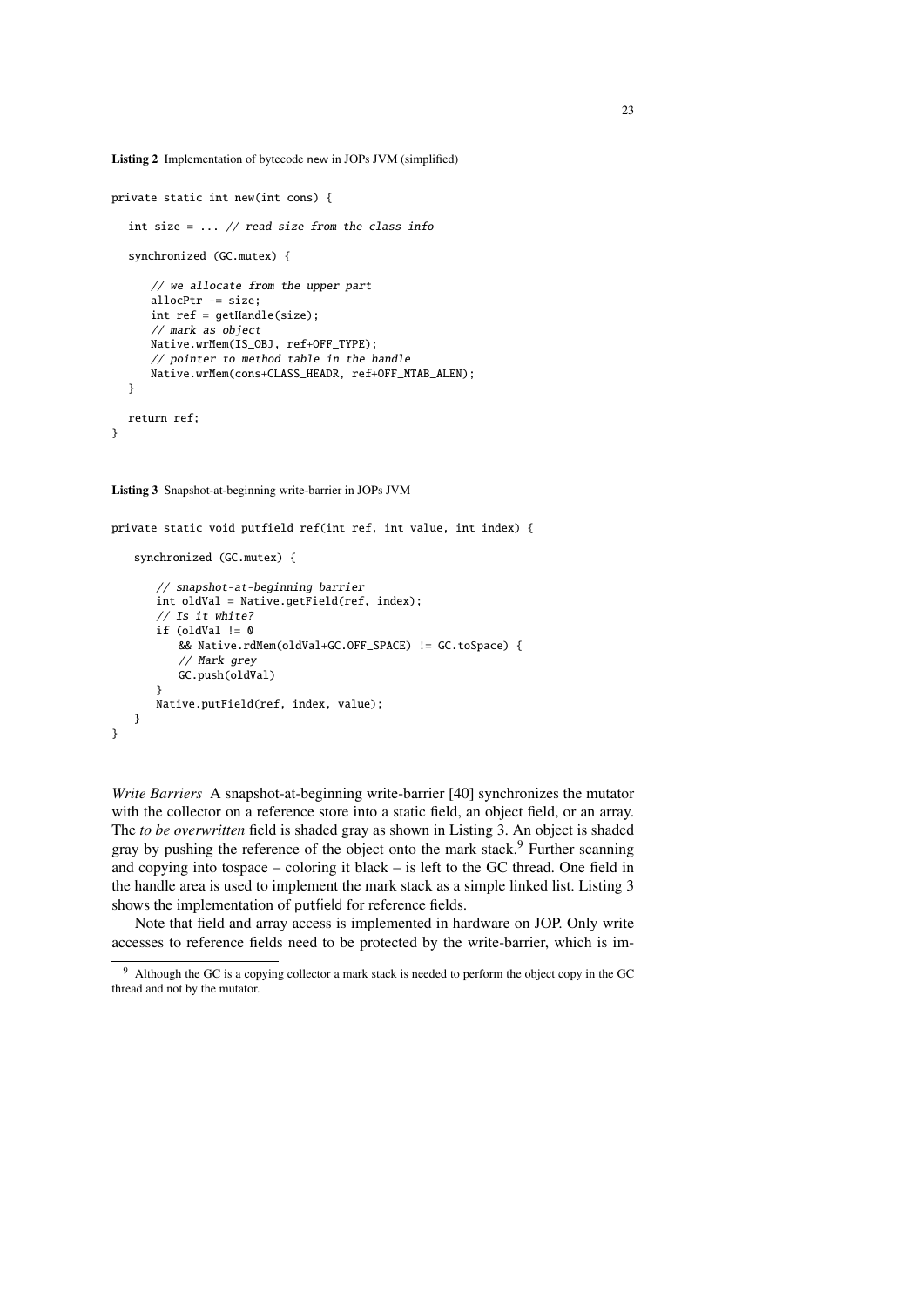**Listing 2** Implementation of bytecode new in JOPs JVM (simplified)

```
private static int new(int cons) {

   int size = ... // read size from the class info

   synchronized (GC.mutex) {

      // we allocate from the upper part
      allocPtr -= size;
      int ref = getHandle(size);
      // mark as object
      Native.wrMem(IS_OBJ, ref+OFF_TYPE);
      // pointer to method table in the handle
      Native.wrMem(cons+CLASS_HEADR, ref+OFF_MTAB_ALEN);
   }

   return ref;
}
```

**Listing 3** Snapshot-at-beginning write-barrier in JOPs JVM

```
private static void putfield_ref(int ref, int value, int index) {

    synchronized (GC.mutex) {

       // snapshot-at-beginning barrier
       int oldVal = Native.getField(ref, index);
       // Is it white?
       if (oldVal != 0
          && Native.rdMem(oldVal+GC.OFF_SPACE) != GC.toSpace) {
          // Mark grey
          GC.push(oldVal)
       }
       Native.putField(ref, index, value);
    }
}
```

*Write Barriers* A snapshot-at-beginning write-barrier [40] synchronizes the mutator with the collector on a reference store into a static field, an object field, or an array. The *to be overwritten* field is shaded gray as shown in Listing 3. An object is shaded gray by pushing the reference of the object onto the mark stack.[9] Further scanning and copying into tospace – coloring it black – is left to the GC thread. One field in the handle area is used to implement the mark stack as a simple linked list. Listing 3 shows the implementation of putfield for reference fields.

Note that field and array access is implemented in hardware on JOP. Only write accesses to reference fields need to be protected by the write-barrier, which is im-

[9] Although the GC is a copying collector a mark stack is needed to perform the object copy in the GC thread and not by the mutator.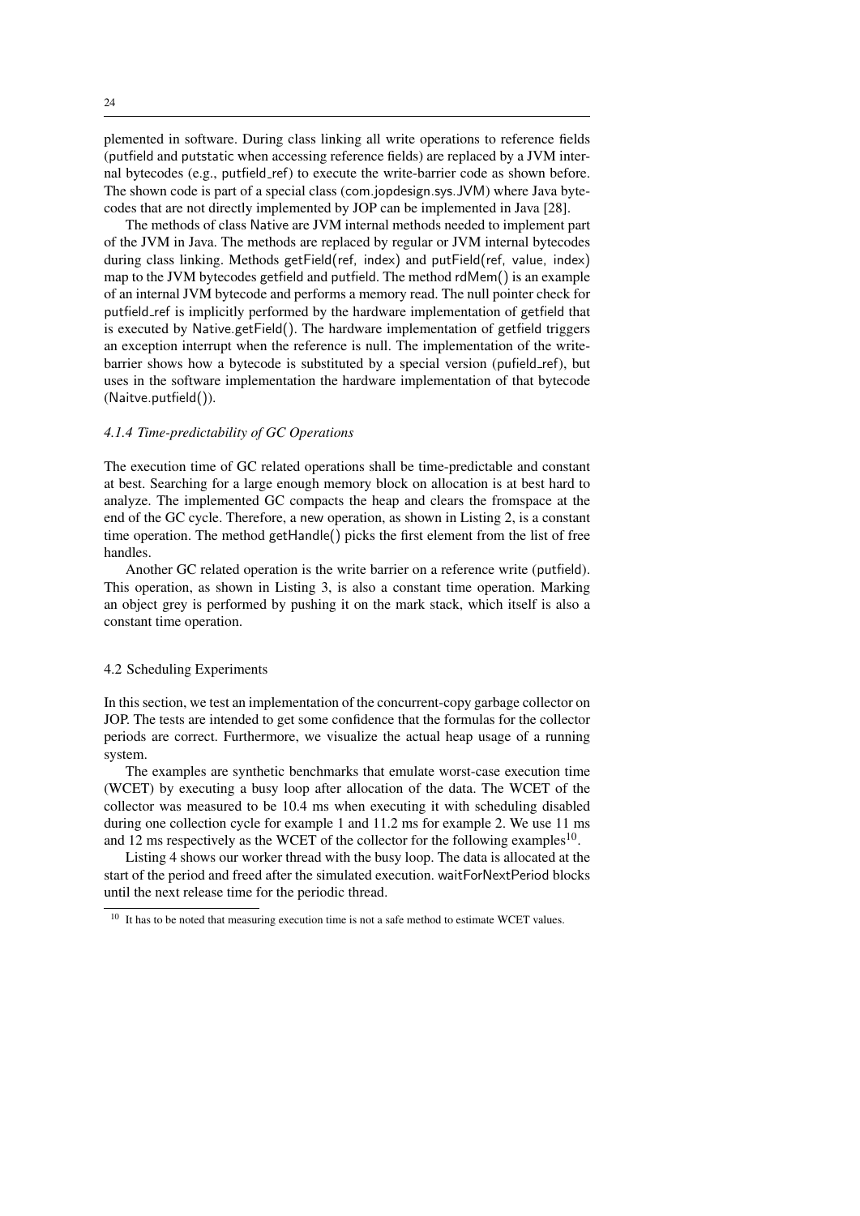plemented in software. During class linking all write operations to reference fields (putfield and putstatic when accessing reference fields) are replaced by a JVM internal bytecodes (e.g., putfield_ref) to execute the write-barrier code as shown before. The shown code is part of a special class (com.jopdesign.sys.JVM) where Java bytecodes that are not directly implemented by JOP can be implemented in Java [28].

The methods of class Native are JVM internal methods needed to implement part of the JVM in Java. The methods are replaced by regular or JVM internal bytecodes during class linking. Methods getField(ref, index) and putField(ref, value, index) map to the JVM bytecodes getfield and putfield. The method rdMem() is an example of an internal JVM bytecode and performs a memory read. The null pointer check for putfield_ref is implicitly performed by the hardware implementation of getfield that is executed by Native.getField(). The hardware implementation of getfield triggers an exception interrupt when the reference is null. The implementation of the write-barrier shows how a bytecode is substituted by a special version (pufield_ref), but uses in the software implementation the hardware implementation of that bytecode (Naitve.putfield()).

#### *4.1.4 Time-predictability of GC Operations*

The execution time of GC related operations shall be time-predictable and constant at best. Searching for a large enough memory block on allocation is at best hard to analyze. The implemented GC compacts the heap and clears the fromspace at the end of the GC cycle. Therefore, a new operation, as shown in Listing 2, is a constant time operation. The method getHandle() picks the first element from the list of free handles.

Another GC related operation is the write barrier on a reference write (putfield). This operation, as shown in Listing 3, is also a constant time operation. Marking an object grey is performed by pushing it on the mark stack, which itself is also a constant time operation.

### 4.2 Scheduling Experiments

In this section, we test an implementation of the concurrent-copy garbage collector on JOP. The tests are intended to get some confidence that the formulas for the collector periods are correct. Furthermore, we visualize the actual heap usage of a running system.

The examples are synthetic benchmarks that emulate worst-case execution time (WCET) by executing a busy loop after allocation of the data. The WCET of the collector was measured to be 10.4 ms when executing it with scheduling disabled during one collection cycle for example 1 and 11.2 ms for example 2. We use 11 ms and 12 ms respectively as the WCET of the collector for the following examples[10].

Listing 4 shows our worker thread with the busy loop. The data is allocated at the start of the period and freed after the simulated execution. waitForNextPeriod blocks until the next release time for the periodic thread.

[10] It has to be noted that measuring execution time is not a safe method to estimate WCET values.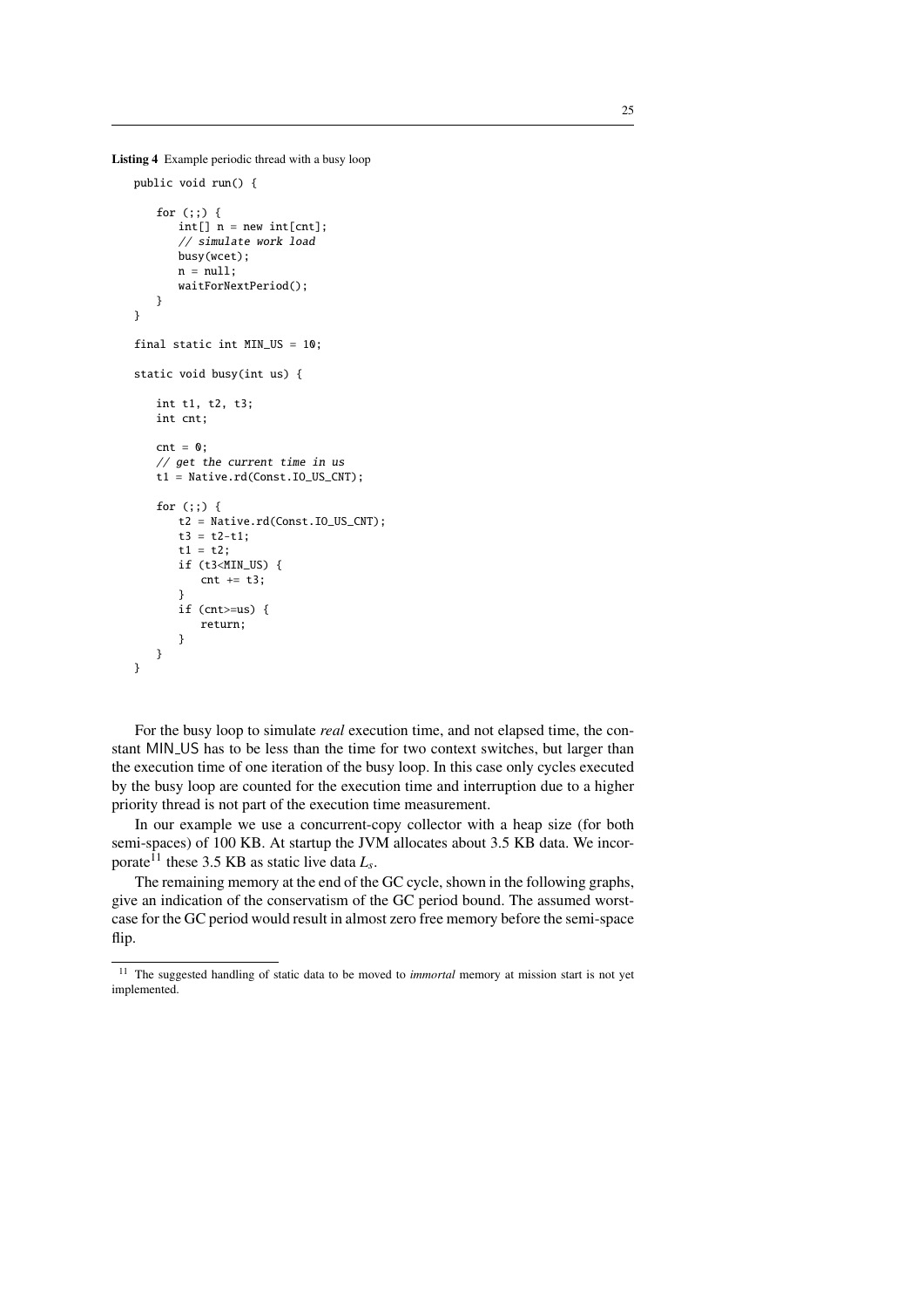**Listing 4** Example periodic thread with a busy loop

```
public void run() {

    for (;;) {
        int[] n = new int[cnt];
        // simulate work load
        busy(wcet);
        n = null;
        waitForNextPeriod();
    }
}

final static int MIN_US = 10;

static void busy(int us) {

    int t1, t2, t3;
    int cnt;

    cnt = 0;
    // get the current time in us
    t1 = Native.rd(Const.IO_US_CNT);

    for (;;) {
        t2 = Native.rd(Const.IO_US_CNT);
        t3 = t2-t1;
        t1 = t2;
        if (t3<MIN_US) {
            cnt += t3;
        }
        if (cnt>=us) {
            return;
        }
    }
}
```

For the busy loop to simulate *real* execution time, and not elapsed time, the constant MIN_US has to be less than the time for two context switches, but larger than the execution time of one iteration of the busy loop. In this case only cycles executed by the busy loop are counted for the execution time and interruption due to a higher priority thread is not part of the execution time measurement.

In our example we use a concurrent-copy collector with a heap size (for both semi-spaces) of 100 KB. At startup the JVM allocates about 3.5 KB data. We incorporate[11] these 3.5 KB as static live data $L_s$.

The remaining memory at the end of the GC cycle, shown in the following graphs, give an indication of the conservatism of the GC period bound. The assumed worst-case for the GC period would result in almost zero free memory before the semi-space flip.

[11] The suggested handling of static data to be moved to *immortal* memory at mission start is not yet implemented.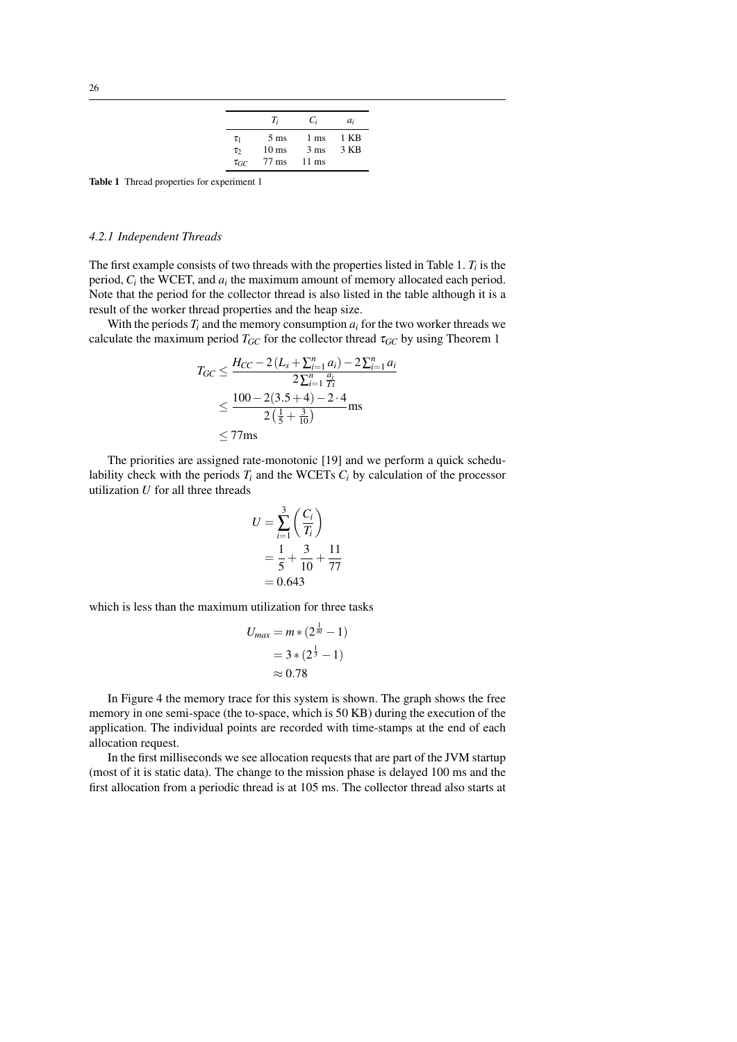| | $T_i$ | $C_i$ | $a_i$ |
|---|---|---|---|
| $\tau_1$ | 5 ms | 1 ms | 1 KB |
| $\tau_2$ | 10 ms | 3 ms | 3 KB |
| $\tau_{GC}$ | 77 ms | 11 ms | |

**Table 1** Thread properties for experiment 1

#### *4.2.1 Independent Threads*

The first example consists of two threads with the properties listed in Table 1. $T_i$ is the period, $C_i$ the WCET, and $a_i$ the maximum amount of memory allocated each period. Note that the period for the collector thread is also listed in the table although it is a result of the worker thread properties and the heap size.

With the periods $T_i$ and the memory consumption $a_i$ for the two worker threads we calculate the maximum period $T_{GC}$ for the collector thread $\tau_{GC}$ by using Theorem 1

$$
\begin{aligned}
T_{GC} &\leq \frac{H_{CC} - 2\left(L_s + \sum_{i=1}^{n} a_i\right) - 2\sum_{i=1}^{n} a_i}{2\sum_{i=1}^{n} \frac{a_i}{Ti}} \\
&\leq \frac{100 - 2(3.5 + 4) - 2 \cdot 4}{2\left(\frac{1}{5} + \frac{3}{10}\right)} \text{ms} \\
&\leq 77\text{ms}
\end{aligned}
$$

The priorities are assigned rate-monotonic [19] and we perform a quick schedulability check with the periods $T_i$ and the WCETs $C_i$ by calculation of the processor utilization $U$ for all three threads

$$
\begin{aligned}
U &= \sum_{i=1}^{3} \left(\frac{C_i}{T_i}\right) \\
&= \frac{1}{5} + \frac{3}{10} + \frac{11}{77} \\
&= 0.643
\end{aligned}
$$

which is less than the maximum utilization for three tasks

$$
\begin{aligned}
U_{max} &= m * (2^{\frac{1}{m}} - 1) \\
&= 3 * (2^{\frac{1}{3}} - 1) \\
&\approx 0.78
\end{aligned}
$$

In Figure 4 the memory trace for this system is shown. The graph shows the free memory in one semi-space (the to-space, which is 50 KB) during the execution of the application. The individual points are recorded with time-stamps at the end of each allocation request.

In the first milliseconds we see allocation requests that are part of the JVM startup (most of it is static data). The change to the mission phase is delayed 100 ms and the first allocation from a periodic thread is at 105 ms. The collector thread also starts at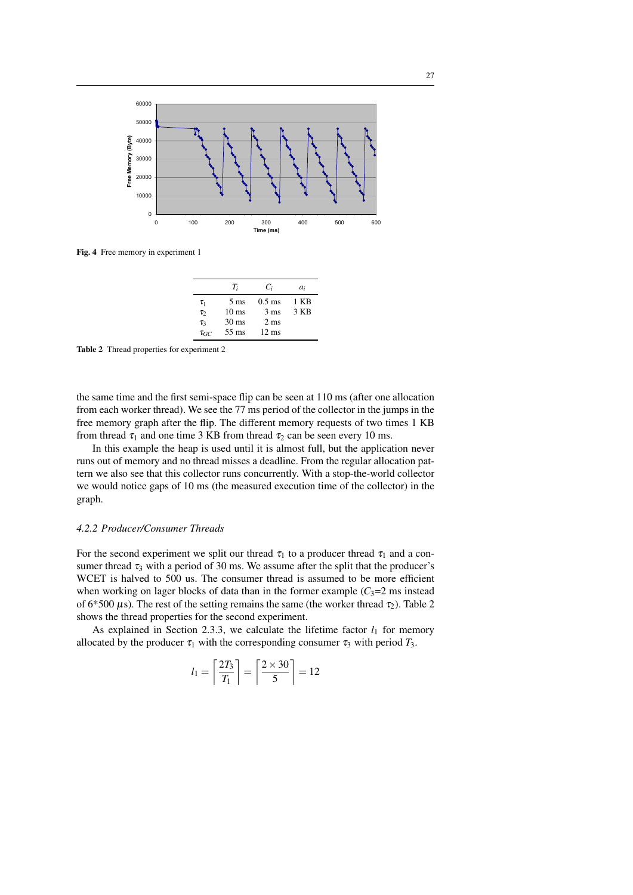Fig. 4 Free memory in experiment 1

|  | $T_i$ | $C_i$ | $a_i$ |
|---|---|---|---|
| $\tau_1$ | 5 ms | 0.5 ms | 1 KB |
| $\tau_2$ | 10 ms | 3 ms | 3 KB |
| $\tau_3$ | 30 ms | 2 ms |  |
| $\tau_{GC}$ | 55 ms | 12 ms |  |

**Table 2** Thread properties for experiment 2

the same time and the first semi-space flip can be seen at 110 ms (after one allocation from each worker thread). We see the 77 ms period of the collector in the jumps in the free memory graph after the flip. The different memory requests of two times 1 KB from thread $\tau_1$ and one time 3 KB from thread $\tau_2$ can be seen every 10 ms.

In this example the heap is used until it is almost full, but the application never runs out of memory and no thread misses a deadline. From the regular allocation pattern we also see that this collector runs concurrently. With a stop-the-world collector we would notice gaps of 10 ms (the measured execution time of the collector) in the graph.

#### *4.2.2 Producer/Consumer Threads*

For the second experiment we split our thread $\tau_1$ to a producer thread $\tau_1$ and a consumer thread $\tau_3$ with a period of 30 ms. We assume after the split that the producer's WCET is halved to 500 us. The consumer thread is assumed to be more efficient when working on lager blocks of data than in the former example ($C_3$=2 ms instead of 6*500 $\mu$s). The rest of the setting remains the same (the worker thread $\tau_2$). Table 2 shows the thread properties for the second experiment.

As explained in Section 2.3.3, we calculate the lifetime factor $l_1$ for memory allocated by the producer $\tau_1$ with the corresponding consumer $\tau_3$ with period $T_3$.

$$l_1 = \left\lceil \frac{2T_3}{T_1} \right\rceil = \left\lceil \frac{2 \times 30}{5} \right\rceil = 12$$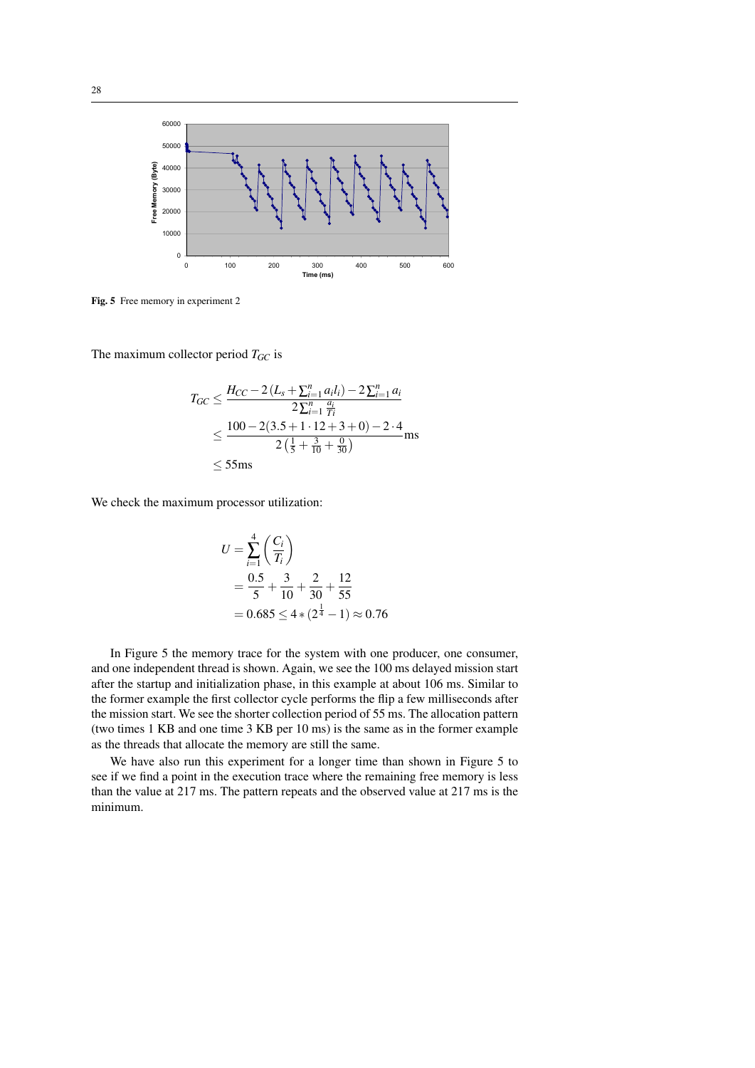Fig. 5 Free memory in experiment 2

The maximum collector period $T_{GC}$ is

$$
\begin{aligned}
T_{GC} &\leq \frac{H_{CC} - 2\left(L_s + \sum_{i=1}^{n} a_i l_i\right) - 2\sum_{i=1}^{n} a_i}{2\sum_{i=1}^{n} \frac{a_i}{Ti}} \\
&\leq \frac{100 - 2(3.5 + 1 \cdot 12 + 3 + 0) - 2 \cdot 4}{2\left(\frac{1}{5} + \frac{3}{10} + \frac{0}{30}\right)} \text{ms} \\
&\leq 55\text{ms}
\end{aligned}
$$

We check the maximum processor utilization:

$$
\begin{aligned}
U &= \sum_{i=1}^{4} \left(\frac{C_i}{T_i}\right) \\
&= \frac{0.5}{5} + \frac{3}{10} + \frac{2}{30} + \frac{12}{55} \\
&= 0.685 \leq 4 * (2^{\frac{1}{4}} - 1) \approx 0.76
\end{aligned}
$$

In Figure 5 the memory trace for the system with one producer, one consumer, and one independent thread is shown. Again, we see the 100 ms delayed mission start after the startup and initialization phase, in this example at about 106 ms. Similar to the former example the first collector cycle performs the flip a few milliseconds after the mission start. We see the shorter collection period of 55 ms. The allocation pattern (two times 1 KB and one time 3 KB per 10 ms) is the same as in the former example as the threads that allocate the memory are still the same.

We have also run this experiment for a longer time than shown in Figure 5 to see if we find a point in the execution trace where the remaining free memory is less than the value at 217 ms. The pattern repeats and the observed value at 217 ms is the minimum.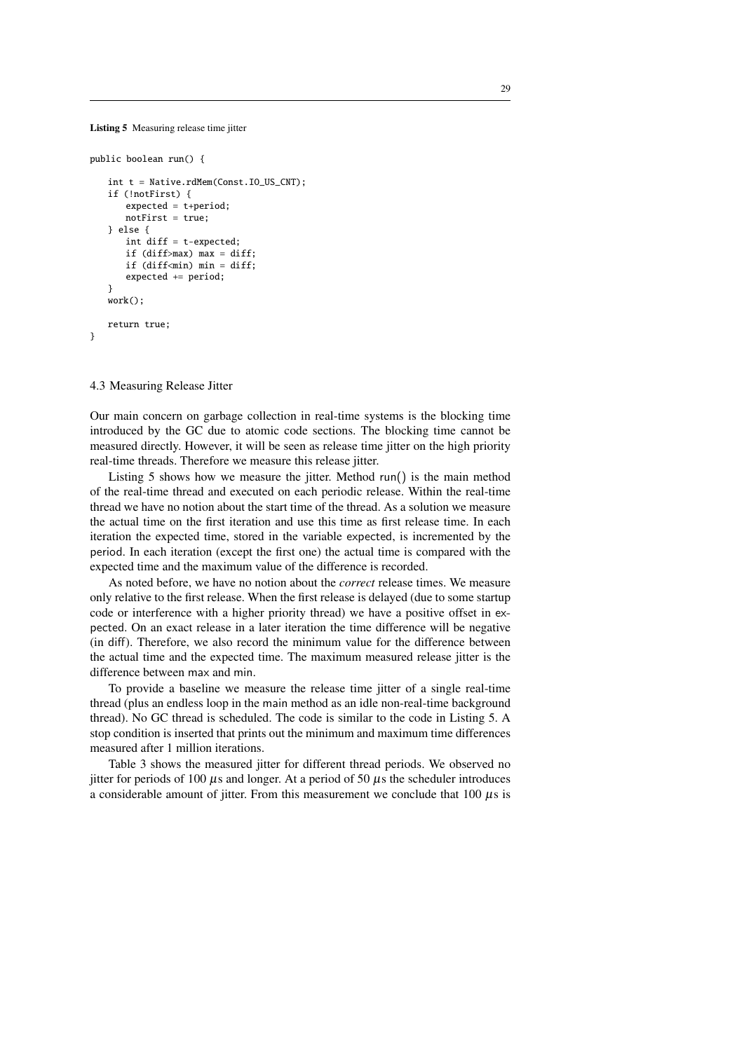**Listing 5** Measuring release time jitter

```
public boolean run() {

    int t = Native.rdMem(Const.IO_US_CNT);
    if (!notFirst) {
        expected = t+period;
        notFirst = true;
    } else {
        int diff = t-expected;
        if (diff>max) max = diff;
        if (diff<min) min = diff;
        expected += period;
    }
    work();

    return true;
}
```

### 4.3 Measuring Release Jitter

Our main concern on garbage collection in real-time systems is the blocking time introduced by the GC due to atomic code sections. The blocking time cannot be measured directly. However, it will be seen as release time jitter on the high priority real-time threads. Therefore we measure this release jitter.

Listing 5 shows how we measure the jitter. Method run() is the main method of the real-time thread and executed on each periodic release. Within the real-time thread we have no notion about the start time of the thread. As a solution we measure the actual time on the first iteration and use this time as first release time. In each iteration the expected time, stored in the variable expected, is incremented by the period. In each iteration (except the first one) the actual time is compared with the expected time and the maximum value of the difference is recorded.

As noted before, we have no notion about the *correct* release times. We measure only relative to the first release. When the first release is delayed (due to some startup code or interference with a higher priority thread) we have a positive offset in expected. On an exact release in a later iteration the time difference will be negative (in diff). Therefore, we also record the minimum value for the difference between the actual time and the expected time. The maximum measured release jitter is the difference between max and min.

To provide a baseline we measure the release time jitter of a single real-time thread (plus an endless loop in the main method as an idle non-real-time background thread). No GC thread is scheduled. The code is similar to the code in Listing 5. A stop condition is inserted that prints out the minimum and maximum time differences measured after 1 million iterations.

Table 3 shows the measured jitter for different thread periods. We observed no jitter for periods of 100 $\mu$s and longer. At a period of 50 $\mu$s the scheduler introduces a considerable amount of jitter. From this measurement we conclude that 100 $\mu$s is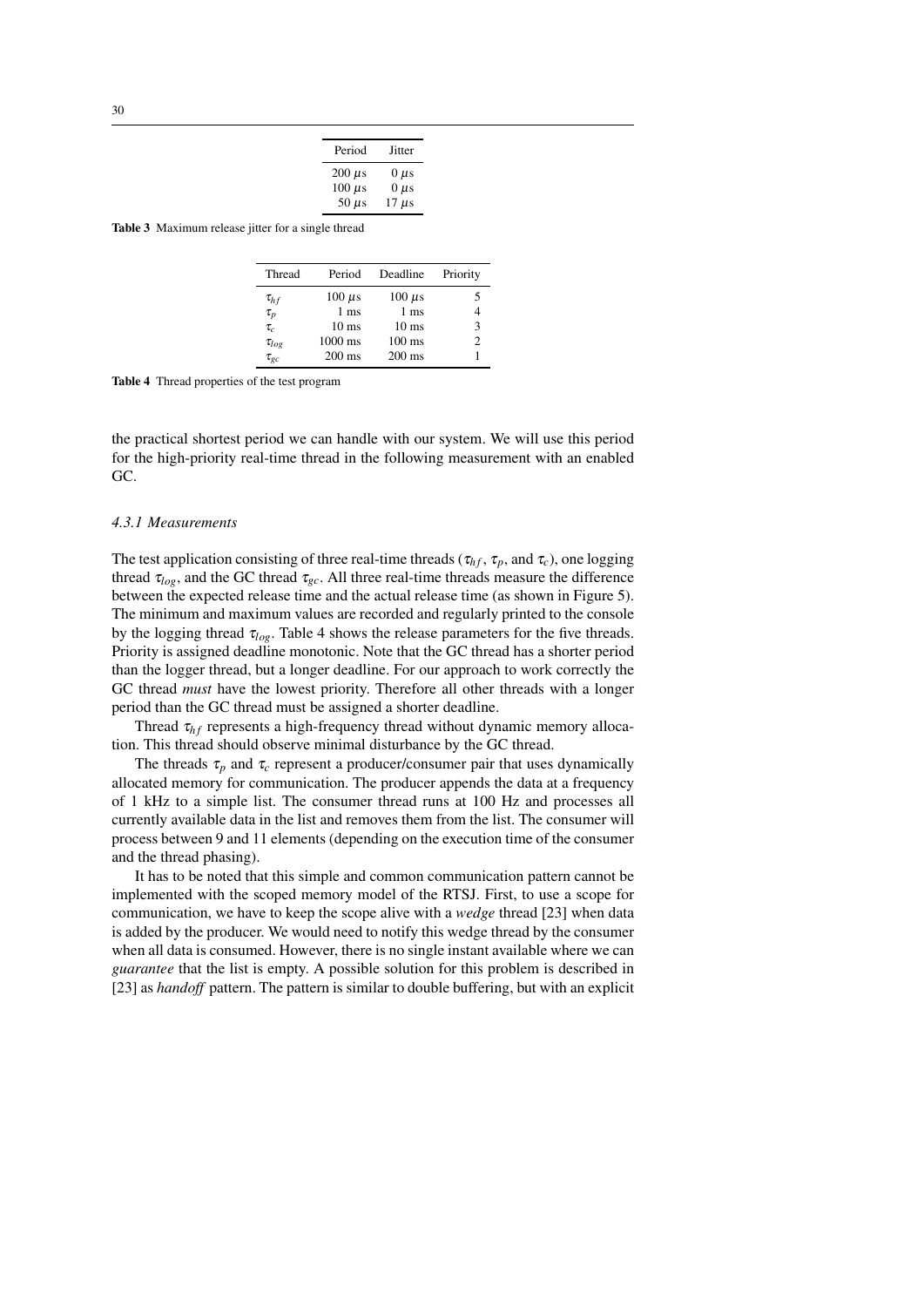| Period | Jitter |
|---|---|
| 200 $\mu$s | 0 $\mu$s |
| 100 $\mu$s | 0 $\mu$s |
| 50 $\mu$s | 17 $\mu$s |

**Table 3** Maximum release jitter for a single thread

| Thread | Period | Deadline | Priority |
|---|---|---|---|
| $\tau_{hf}$ | 100 $\mu$s | 100 $\mu$s | 5 |
| $\tau_p$ | 1 ms | 1 ms | 4 |
| $\tau_c$ | 10 ms | 10 ms | 3 |
| $\tau_{log}$ | 1000 ms | 100 ms | 2 |
| $\tau_{gc}$ | 200 ms | 200 ms | 1 |

**Table 4** Thread properties of the test program

the practical shortest period we can handle with our system. We will use this period for the high-priority real-time thread in the following measurement with an enabled GC.

#### *4.3.1 Measurements*

The test application consisting of three real-time threads ($\tau_{hf}$, $\tau_p$, and $\tau_c$), one logging thread $\tau_{log}$, and the GC thread $\tau_{gc}$. All three real-time threads measure the difference between the expected release time and the actual release time (as shown in Figure 5). The minimum and maximum values are recorded and regularly printed to the console by the logging thread $\tau_{log}$. Table 4 shows the release parameters for the five threads. Priority is assigned deadline monotonic. Note that the GC thread has a shorter period than the logger thread, but a longer deadline. For our approach to work correctly the GC thread *must* have the lowest priority. Therefore all other threads with a longer period than the GC thread must be assigned a shorter deadline.

Thread $\tau_{hf}$ represents a high-frequency thread without dynamic memory allocation. This thread should observe minimal disturbance by the GC thread.

The threads $\tau_p$ and $\tau_c$ represent a producer/consumer pair that uses dynamically allocated memory for communication. The producer appends the data at a frequency of 1 kHz to a simple list. The consumer thread runs at 100 Hz and processes all currently available data in the list and removes them from the list. The consumer will process between 9 and 11 elements (depending on the execution time of the consumer and the thread phasing).

It has to be noted that this simple and common communication pattern cannot be implemented with the scoped memory model of the RTSJ. First, to use a scope for communication, we have to keep the scope alive with a *wedge* thread [23] when data is added by the producer. We would need to notify this wedge thread by the consumer when all data is consumed. However, there is no single instant available where we can *guarantee* that the list is empty. A possible solution for this problem is described in [23] as *handoff* pattern. The pattern is similar to double buffering, but with an explicit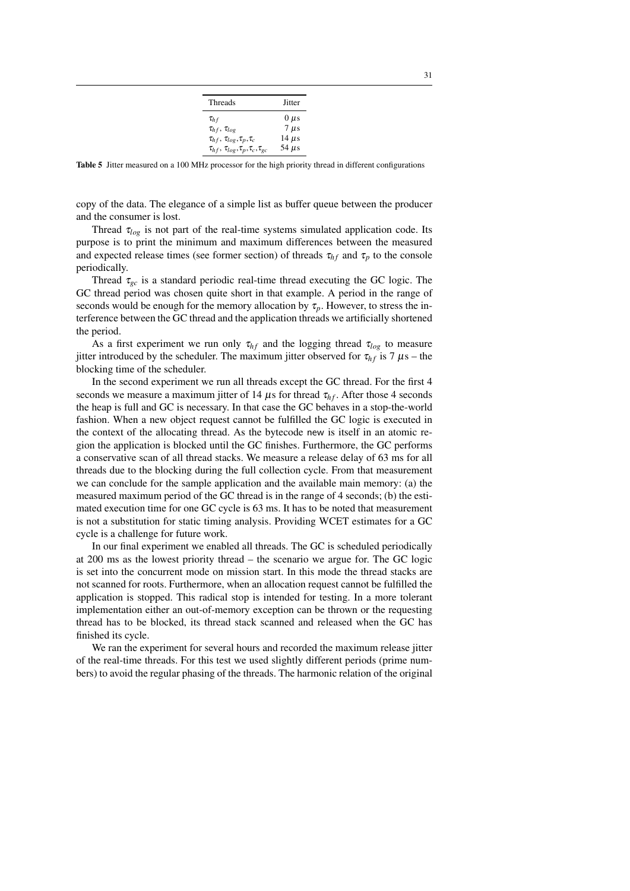| Threads | Jitter |
|---|---|
| $\tau_{hf}$ | 0 $\mu$s |
| $\tau_{hf}$, $\tau_{log}$ | 7 $\mu$s |
| $\tau_{hf}$, $\tau_{log}, \tau_p, \tau_c$ | 14 $\mu$s |
| $\tau_{hf}$, $\tau_{log}, \tau_p, \tau_c, \tau_{gc}$ | 54 $\mu$s |

**Table 5** Jitter measured on a 100 MHz processor for the high priority thread in different configurations

copy of the data. The elegance of a simple list as buffer queue between the producer and the consumer is lost.

Thread $\tau_{log}$ is not part of the real-time systems simulated application code. Its purpose is to print the minimum and maximum differences between the measured and expected release times (see former section) of threads $\tau_{hf}$ and $\tau_p$ to the console periodically.

Thread $\tau_{gc}$ is a standard periodic real-time thread executing the GC logic. The GC thread period was chosen quite short in that example. A period in the range of seconds would be enough for the memory allocation by $\tau_p$. However, to stress the interference between the GC thread and the application threads we artificially shortened the period.

As a first experiment we run only $\tau_{hf}$ and the logging thread $\tau_{log}$ to measure jitter introduced by the scheduler. The maximum jitter observed for $\tau_{hf}$ is 7 $\mu$s – the blocking time of the scheduler.

In the second experiment we run all threads except the GC thread. For the first 4 seconds we measure a maximum jitter of 14 $\mu$s for thread $\tau_{hf}$. After those 4 seconds the heap is full and GC is necessary. In that case the GC behaves in a stop-the-world fashion. When a new object request cannot be fulfilled the GC logic is executed in the context of the allocating thread. As the bytecode new is itself in an atomic region the application is blocked until the GC finishes. Furthermore, the GC performs a conservative scan of all thread stacks. We measure a release delay of 63 ms for all threads due to the blocking during the full collection cycle. From that measurement we can conclude for the sample application and the available main memory: (a) the measured maximum period of the GC thread is in the range of 4 seconds; (b) the estimated execution time for one GC cycle is 63 ms. It has to be noted that measurement is not a substitution for static timing analysis. Providing WCET estimates for a GC cycle is a challenge for future work.

In our final experiment we enabled all threads. The GC is scheduled periodically at 200 ms as the lowest priority thread – the scenario we argue for. The GC logic is set into the concurrent mode on mission start. In this mode the thread stacks are not scanned for roots. Furthermore, when an allocation request cannot be fulfilled the application is stopped. This radical stop is intended for testing. In a more tolerant implementation either an out-of-memory exception can be thrown or the requesting thread has to be blocked, its thread stack scanned and released when the GC has finished its cycle.

We ran the experiment for several hours and recorded the maximum release jitter of the real-time threads. For this test we used slightly different periods (prime numbers) to avoid the regular phasing of the threads. The harmonic relation of the original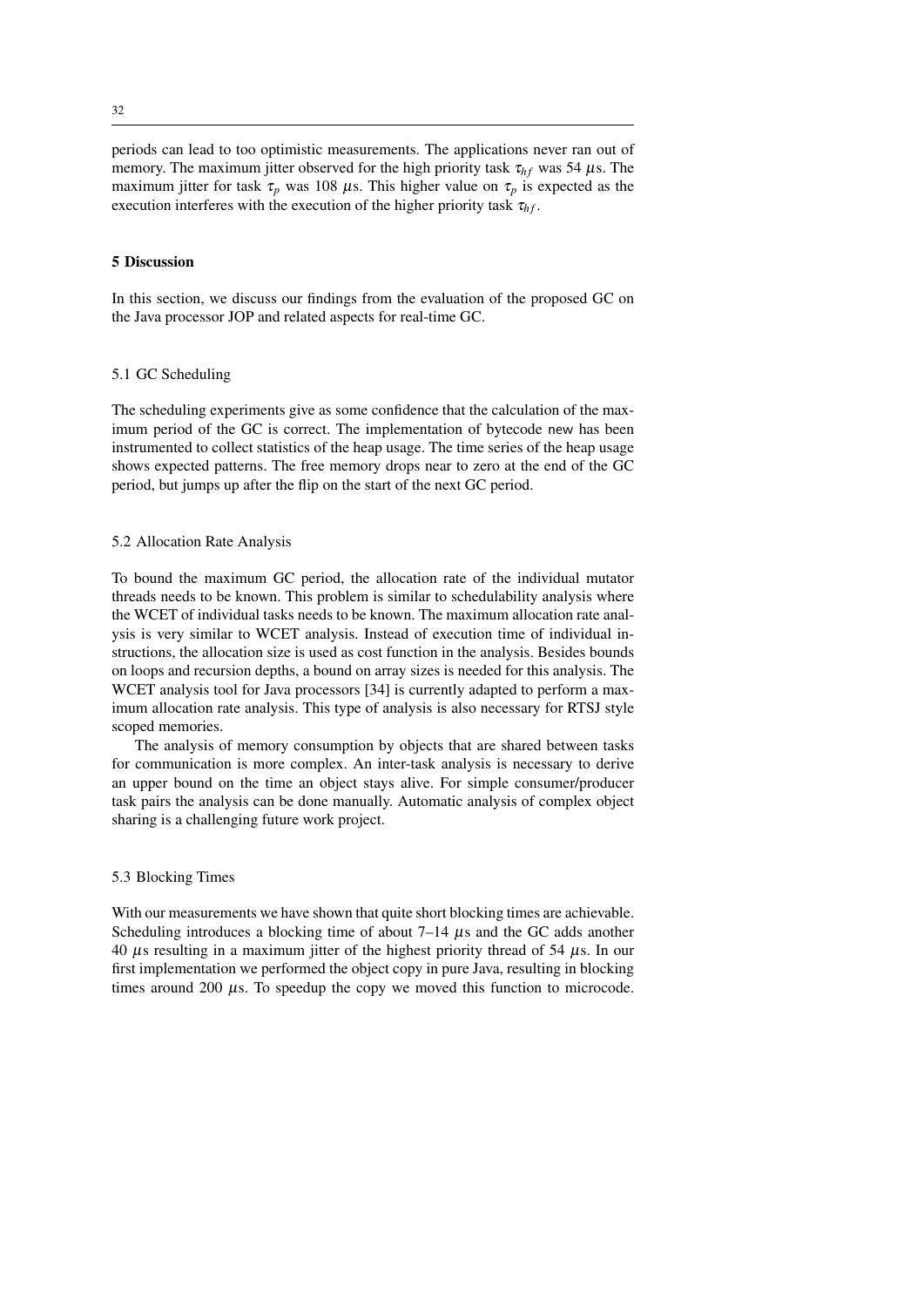periods can lead to too optimistic measurements. The applications never ran out of memory. The maximum jitter observed for the high priority task $\tau_{hf}$ was 54 $\mu$s. The maximum jitter for task $\tau_p$ was 108 $\mu$s. This higher value on $\tau_p$ is expected as the execution interferes with the execution of the higher priority task $\tau_{hf}$.

## 5 Discussion

In this section, we discuss our findings from the evaluation of the proposed GC on the Java processor JOP and related aspects for real-time GC.

### 5.1 GC Scheduling

The scheduling experiments give as some confidence that the calculation of the maximum period of the GC is correct. The implementation of bytecode new has been instrumented to collect statistics of the heap usage. The time series of the heap usage shows expected patterns. The free memory drops near to zero at the end of the GC period, but jumps up after the flip on the start of the next GC period.

### 5.2 Allocation Rate Analysis

To bound the maximum GC period, the allocation rate of the individual mutator threads needs to be known. This problem is similar to schedulability analysis where the WCET of individual tasks needs to be known. The maximum allocation rate analysis is very similar to WCET analysis. Instead of execution time of individual instructions, the allocation size is used as cost function in the analysis. Besides bounds on loops and recursion depths, a bound on array sizes is needed for this analysis. The WCET analysis tool for Java processors [34] is currently adapted to perform a maximum allocation rate analysis. This type of analysis is also necessary for RTSJ style scoped memories.

The analysis of memory consumption by objects that are shared between tasks for communication is more complex. An inter-task analysis is necessary to derive an upper bound on the time an object stays alive. For simple consumer/producer task pairs the analysis can be done manually. Automatic analysis of complex object sharing is a challenging future work project.

### 5.3 Blocking Times

With our measurements we have shown that quite short blocking times are achievable. Scheduling introduces a blocking time of about 7–14 $\mu$s and the GC adds another 40 $\mu$s resulting in a maximum jitter of the highest priority thread of 54 $\mu$s. In our first implementation we performed the object copy in pure Java, resulting in blocking times around 200 $\mu$s. To speedup the copy we moved this function to microcode.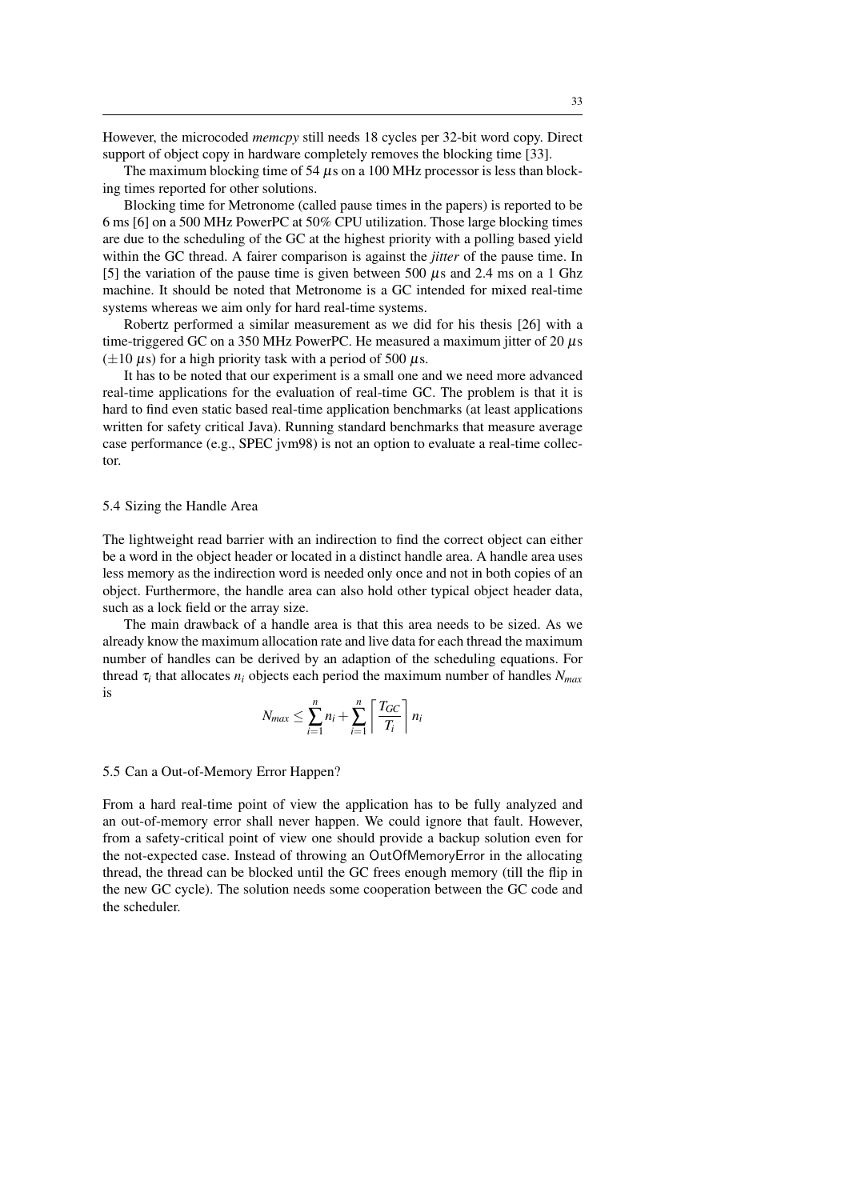However, the microcoded *memcpy* still needs 18 cycles per 32-bit word copy. Direct support of object copy in hardware completely removes the blocking time [33].

The maximum blocking time of 54 $\mu$s on a 100 MHz processor is less than blocking times reported for other solutions.

Blocking time for Metronome (called pause times in the papers) is reported to be 6 ms [6] on a 500 MHz PowerPC at 50% CPU utilization. Those large blocking times are due to the scheduling of the GC at the highest priority with a polling based yield within the GC thread. A fairer comparison is against the *jitter* of the pause time. In [5] the variation of the pause time is given between 500 $\mu$s and 2.4 ms on a 1 Ghz machine. It should be noted that Metronome is a GC intended for mixed real-time systems whereas we aim only for hard real-time systems.

Robertz performed a similar measurement as we did for his thesis [26] with a time-triggered GC on a 350 MHz PowerPC. He measured a maximum jitter of 20 $\mu$s ($\pm 10$ $\mu$s) for a high priority task with a period of 500 $\mu$s.

It has to be noted that our experiment is a small one and we need more advanced real-time applications for the evaluation of real-time GC. The problem is that it is hard to find even static based real-time application benchmarks (at least applications written for safety critical Java). Running standard benchmarks that measure average case performance (e.g., SPEC jvm98) is not an option to evaluate a real-time collector.

### 5.4 Sizing the Handle Area

The lightweight read barrier with an indirection to find the correct object can either be a word in the object header or located in a distinct handle area. A handle area uses less memory as the indirection word is needed only once and not in both copies of an object. Furthermore, the handle area can also hold other typical object header data, such as a lock field or the array size.

The main drawback of a handle area is that this area needs to be sized. As we already know the maximum allocation rate and live data for each thread the maximum number of handles can be derived by an adaption of the scheduling equations. For thread $\tau_i$ that allocates $n_i$ objects each period the maximum number of handles $N_{max}$ is

$$N_{max} \leq \sum_{i=1}^{n} n_i + \sum_{i=1}^{n} \left\lceil \frac{T_{GC}}{T_i} \right\rceil n_i$$

### 5.5 Can a Out-of-Memory Error Happen?

From a hard real-time point of view the application has to be fully analyzed and an out-of-memory error shall never happen. We could ignore that fault. However, from a safety-critical point of view one should provide a backup solution even for the not-expected case. Instead of throwing an OutOfMemoryError in the allocating thread, the thread can be blocked until the GC frees enough memory (till the flip in the new GC cycle). The solution needs some cooperation between the GC code and the scheduler.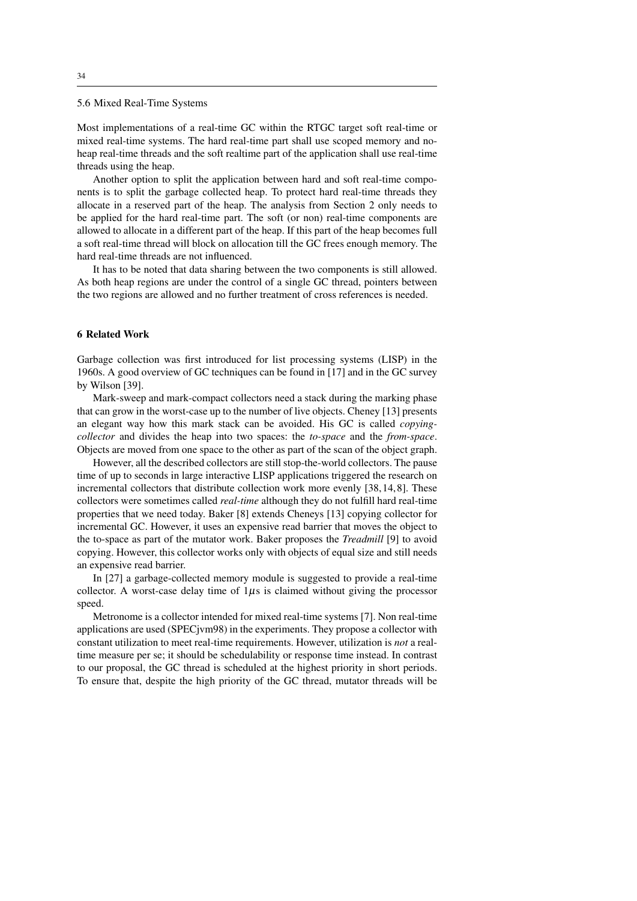### 5.6 Mixed Real-Time Systems

Most implementations of a real-time GC within the RTGC target soft real-time or mixed real-time systems. The hard real-time part shall use scoped memory and no-heap real-time threads and the soft realtime part of the application shall use real-time threads using the heap.

Another option to split the application between hard and soft real-time components is to split the garbage collected heap. To protect hard real-time threads they allocate in a reserved part of the heap. The analysis from Section 2 only needs to be applied for the hard real-time part. The soft (or non) real-time components are allowed to allocate in a different part of the heap. If this part of the heap becomes full a soft real-time thread will block on allocation till the GC frees enough memory. The hard real-time threads are not influenced.

It has to be noted that data sharing between the two components is still allowed. As both heap regions are under the control of a single GC thread, pointers between the two regions are allowed and no further treatment of cross references is needed.

## 6 Related Work

Garbage collection was first introduced for list processing systems (LISP) in the 1960s. A good overview of GC techniques can be found in [17] and in the GC survey by Wilson [39].

Mark-sweep and mark-compact collectors need a stack during the marking phase that can grow in the worst-case up to the number of live objects. Cheney [13] presents an elegant way how this mark stack can be avoided. His GC is called *copying-collector* and divides the heap into two spaces: the *to-space* and the *from-space*. Objects are moved from one space to the other as part of the scan of the object graph.

However, all the described collectors are still stop-the-world collectors. The pause time of up to seconds in large interactive LISP applications triggered the research on incremental collectors that distribute collection work more evenly [38, 14, 8]. These collectors were sometimes called *real-time* although they do not fulfill hard real-time properties that we need today. Baker [8] extends Cheneys [13] copying collector for incremental GC. However, it uses an expensive read barrier that moves the object to the to-space as part of the mutator work. Baker proposes the *Treadmill* [9] to avoid copying. However, this collector works only with objects of equal size and still needs an expensive read barrier.

In [27] a garbage-collected memory module is suggested to provide a real-time collector. A worst-case delay time of $1\mu$s is claimed without giving the processor speed.

Metronome is a collector intended for mixed real-time systems [7]. Non real-time applications are used (SPECjvm98) in the experiments. They propose a collector with constant utilization to meet real-time requirements. However, utilization is *not* a real-time measure per se; it should be schedulability or response time instead. In contrast to our proposal, the GC thread is scheduled at the highest priority in short periods. To ensure that, despite the high priority of the GC thread, mutator threads will be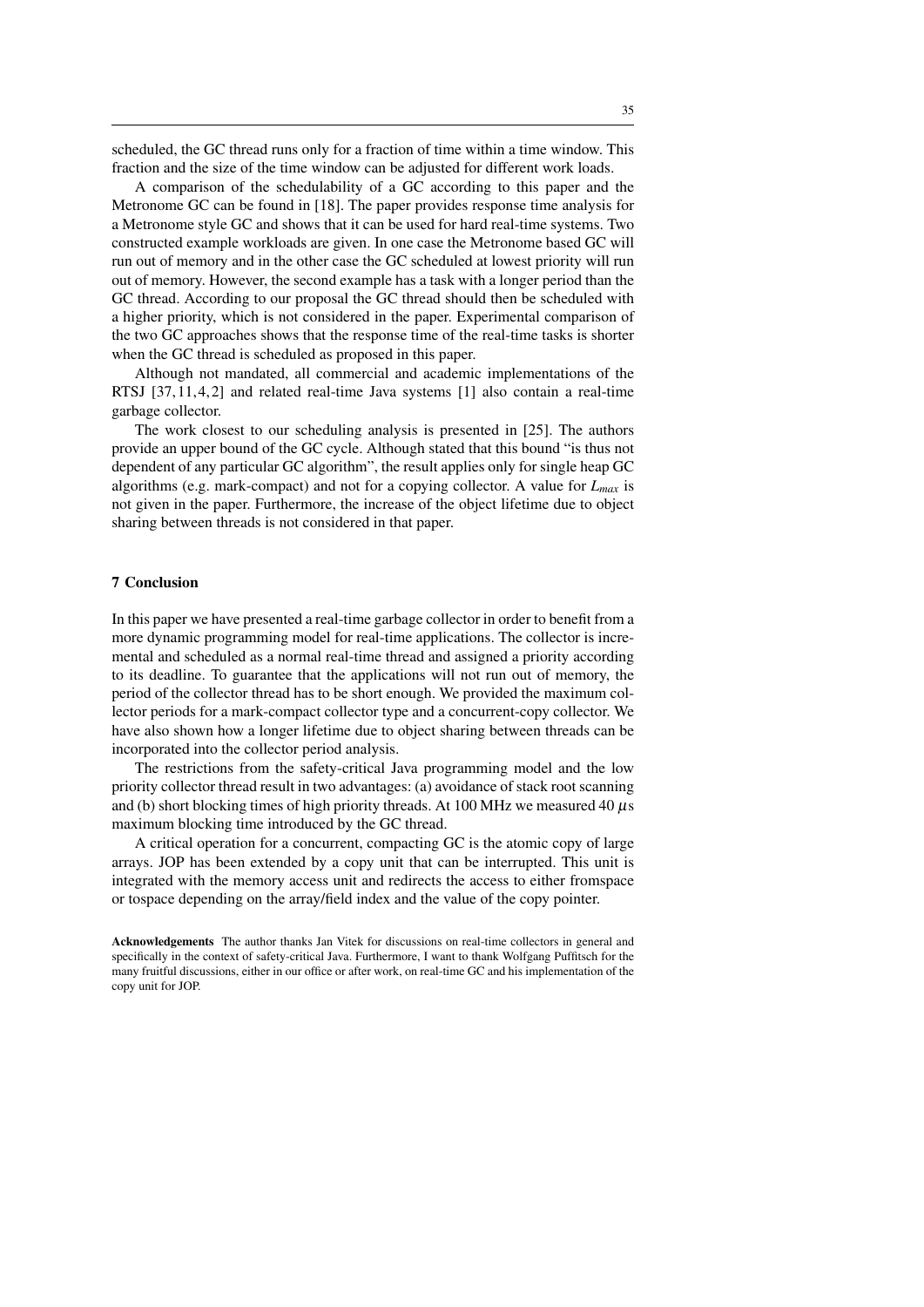scheduled, the GC thread runs only for a fraction of time within a time window. This fraction and the size of the time window can be adjusted for different work loads.

A comparison of the schedulability of a GC according to this paper and the Metronome GC can be found in [18]. The paper provides response time analysis for a Metronome style GC and shows that it can be used for hard real-time systems. Two constructed example workloads are given. In one case the Metronome based GC will run out of memory and in the other case the GC scheduled at lowest priority will run out of memory. However, the second example has a task with a longer period than the GC thread. According to our proposal the GC thread should then be scheduled with a higher priority, which is not considered in the paper. Experimental comparison of the two GC approaches shows that the response time of the real-time tasks is shorter when the GC thread is scheduled as proposed in this paper.

Although not mandated, all commercial and academic implementations of the RTSJ [37, 11, 4, 2] and related real-time Java systems [1] also contain a real-time garbage collector.

The work closest to our scheduling analysis is presented in [25]. The authors provide an upper bound of the GC cycle. Although stated that this bound "is thus not dependent of any particular GC algorithm", the result applies only for single heap GC algorithms (e.g. mark-compact) and not for a copying collector. A value for $L_{max}$ is not given in the paper. Furthermore, the increase of the object lifetime due to object sharing between threads is not considered in that paper.

## 7 Conclusion

In this paper we have presented a real-time garbage collector in order to benefit from a more dynamic programming model for real-time applications. The collector is incremental and scheduled as a normal real-time thread and assigned a priority according to its deadline. To guarantee that the applications will not run out of memory, the period of the collector thread has to be short enough. We provided the maximum collector periods for a mark-compact collector type and a concurrent-copy collector. We have also shown how a longer lifetime due to object sharing between threads can be incorporated into the collector period analysis.

The restrictions from the safety-critical Java programming model and the low priority collector thread result in two advantages: (a) avoidance of stack root scanning and (b) short blocking times of high priority threads. At 100 MHz we measured 40 $\mu$s maximum blocking time introduced by the GC thread.

A critical operation for a concurrent, compacting GC is the atomic copy of large arrays. JOP has been extended by a copy unit that can be interrupted. This unit is integrated with the memory access unit and redirects the access to either fromspace or tospace depending on the array/field index and the value of the copy pointer.

**Acknowledgements** The author thanks Jan Vitek for discussions on real-time collectors in general and specifically in the context of safety-critical Java. Furthermore, I want to thank Wolfgang Puffitsch for the many fruitful discussions, either in our office or after work, on real-time GC and his implementation of the copy unit for JOP.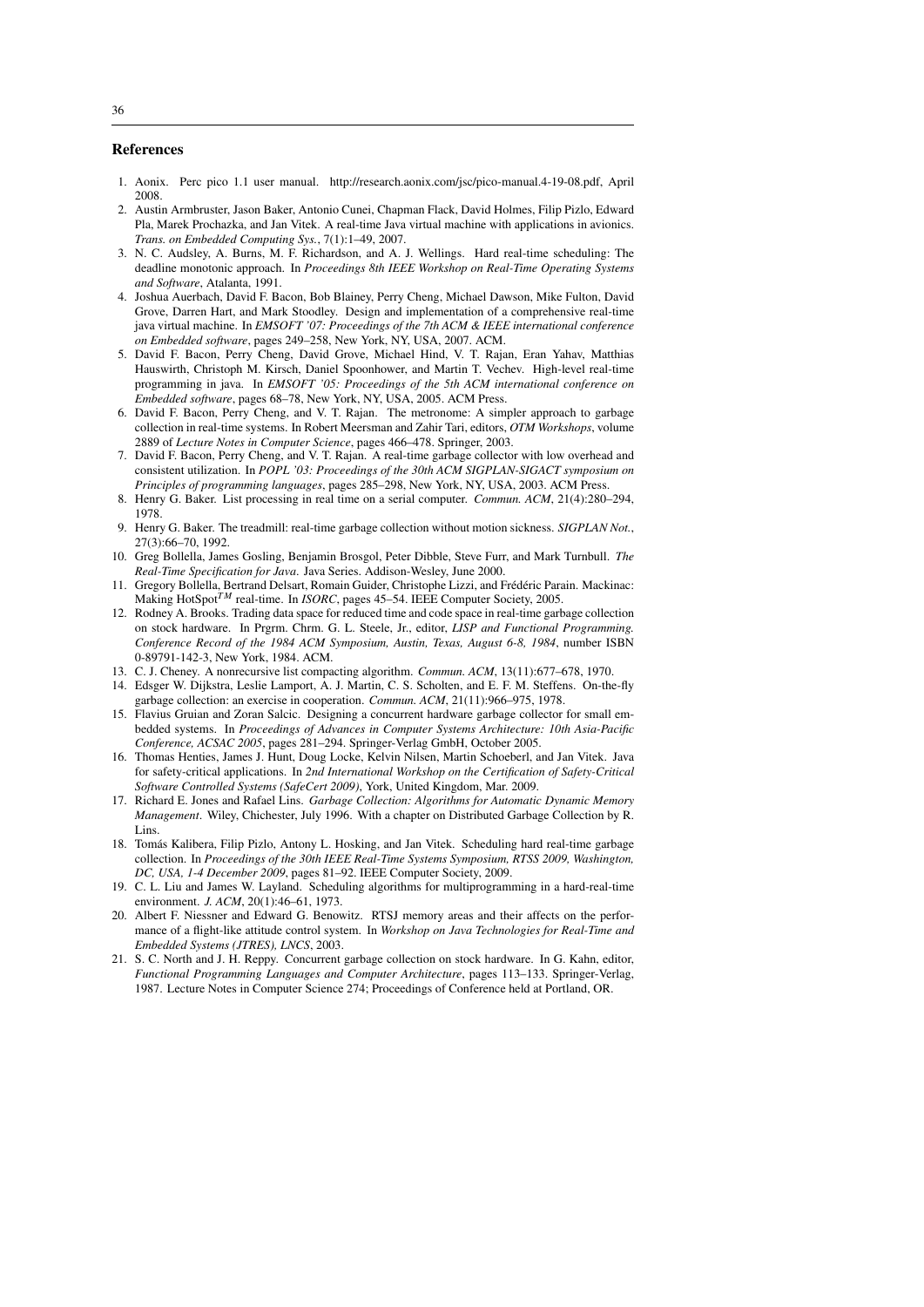## References

1. Aonix. Perc pico 1.1 user manual. http://research.aonix.com/jsc/pico-manual.4-19-08.pdf, April 2008.
2. Austin Armbruster, Jason Baker, Antonio Cunei, Chapman Flack, David Holmes, Filip Pizlo, Edward Pla, Marek Prochazka, and Jan Vitek. A real-time Java virtual machine with applications in avionics. *Trans. on Embedded Computing Sys.*, 7(1):1–49, 2007.
3. N. C. Audsley, A. Burns, M. F. Richardson, and A. J. Wellings. Hard real-time scheduling: The deadline monotonic approach. In *Proceedings 8th IEEE Workshop on Real-Time Operating Systems and Software*, Atalanta, 1991.
4. Joshua Auerbach, David F. Bacon, Bob Blainey, Perry Cheng, Michael Dawson, Mike Fulton, David Grove, Darren Hart, and Mark Stoodley. Design and implementation of a comprehensive real-time java virtual machine. In *EMSOFT '07: Proceedings of the 7th ACM & IEEE international conference on Embedded software*, pages 249–258, New York, NY, USA, 2007. ACM.
5. David F. Bacon, Perry Cheng, David Grove, Michael Hind, V. T. Rajan, Eran Yahav, Matthias Hauswirth, Christoph M. Kirsch, Daniel Spoonhower, and Martin T. Vechev. High-level real-time programming in java. In *EMSOFT '05: Proceedings of the 5th ACM international conference on Embedded software*, pages 68–78, New York, NY, USA, 2005. ACM Press.
6. David F. Bacon, Perry Cheng, and V. T. Rajan. The metronome: A simpler approach to garbage collection in real-time systems. In Robert Meersman and Zahir Tari, editors, *OTM Workshops*, volume 2889 of *Lecture Notes in Computer Science*, pages 466–478. Springer, 2003.
7. David F. Bacon, Perry Cheng, and V. T. Rajan. A real-time garbage collector with low overhead and consistent utilization. In *POPL '03: Proceedings of the 30th ACM SIGPLAN-SIGACT symposium on Principles of programming languages*, pages 285–298, New York, NY, USA, 2003. ACM Press.
8. Henry G. Baker. List processing in real time on a serial computer. *Commun. ACM*, 21(4):280–294, 1978.
9. Henry G. Baker. The treadmill: real-time garbage collection without motion sickness. *SIGPLAN Not.*, 27(3):66–70, 1992.
10. Greg Bollella, James Gosling, Benjamin Brosgol, Peter Dibble, Steve Furr, and Mark Turnbull. *The Real-Time Specification for Java*. Java Series. Addison-Wesley, June 2000.
11. Gregory Bollella, Bertrand Delsart, Romain Guider, Christophe Lizzi, and Frédéric Parain. Mackinac: Making HotSpot$^{TM}$ real-time. In *ISORC*, pages 45–54. IEEE Computer Society, 2005.
12. Rodney A. Brooks. Trading data space for reduced time and code space in real-time garbage collection on stock hardware. In Prgrm. Chrm. G. L. Steele, Jr., editor, *LISP and Functional Programming. Conference Record of the 1984 ACM Symposium, Austin, Texas, August 6-8, 1984*, number ISBN 0-89791-142-3, New York, 1984. ACM.
13. C. J. Cheney. A nonrecursive list compacting algorithm. *Commun. ACM*, 13(11):677–678, 1970.
14. Edsger W. Dijkstra, Leslie Lamport, A. J. Martin, C. S. Scholten, and E. F. M. Steffens. On-the-fly garbage collection: an exercise in cooperation. *Commun. ACM*, 21(11):966–975, 1978.
15. Flavius Gruian and Zoran Salcic. Designing a concurrent hardware garbage collector for small embedded systems. In *Proceedings of Advances in Computer Systems Architecture: 10th Asia-Pacific Conference, ACSAC 2005*, pages 281–294. Springer-Verlag GmbH, October 2005.
16. Thomas Henties, James J. Hunt, Doug Locke, Kelvin Nilsen, Martin Schoeberl, and Jan Vitek. Java for safety-critical applications. In *2nd International Workshop on the Certification of Safety-Critical Software Controlled Systems (SafeCert 2009)*, York, United Kingdom, Mar. 2009.
17. Richard E. Jones and Rafael Lins. *Garbage Collection: Algorithms for Automatic Dynamic Memory Management*. Wiley, Chichester, July 1996. With a chapter on Distributed Garbage Collection by R. Lins.
18. Tomás Kalibera, Filip Pizlo, Antony L. Hosking, and Jan Vitek. Scheduling hard real-time garbage collection. In *Proceedings of the 30th IEEE Real-Time Systems Symposium, RTSS 2009, Washington, DC, USA, 1-4 December 2009*, pages 81–92. IEEE Computer Society, 2009.
19. C. L. Liu and James W. Layland. Scheduling algorithms for multiprogramming in a hard-real-time environment. *J. ACM*, 20(1):46–61, 1973.
20. Albert F. Niessner and Edward G. Benowitz. RTSJ memory areas and their affects on the performance of a flight-like attitude control system. In *Workshop on Java Technologies for Real-Time and Embedded Systems (JTRES), LNCS*, 2003.
21. S. C. North and J. H. Reppy. Concurrent garbage collection on stock hardware. In G. Kahn, editor, *Functional Programming Languages and Computer Architecture*, pages 113–133. Springer-Verlag, 1987. Lecture Notes in Computer Science 274; Proceedings of Conference held at Portland, OR.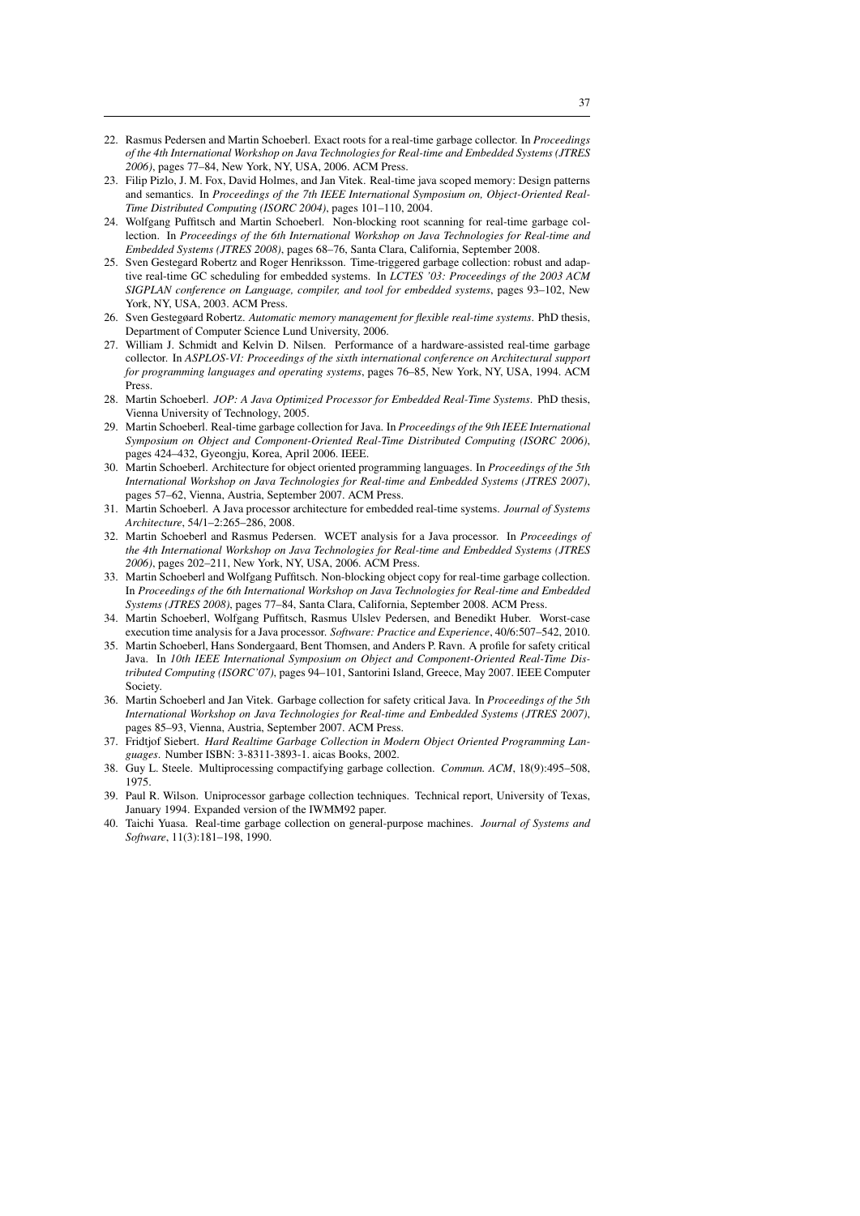22. Rasmus Pedersen and Martin Schoeberl. Exact roots for a real-time garbage collector. In *Proceedings of the 4th International Workshop on Java Technologies for Real-time and Embedded Systems (JTRES 2006)*, pages 77–84, New York, NY, USA, 2006. ACM Press.
23. Filip Pizlo, J. M. Fox, David Holmes, and Jan Vitek. Real-time java scoped memory: Design patterns and semantics. In *Proceedings of the 7th IEEE International Symposium on, Object-Oriented Real-Time Distributed Computing (ISORC 2004)*, pages 101–110, 2004.
24. Wolfgang Puffitsch and Martin Schoeberl. Non-blocking root scanning for real-time garbage collection. In *Proceedings of the 6th International Workshop on Java Technologies for Real-time and Embedded Systems (JTRES 2008)*, pages 68–76, Santa Clara, California, September 2008.
25. Sven Gestegard Robertz and Roger Henriksson. Time-triggered garbage collection: robust and adaptive real-time GC scheduling for embedded systems. In *LCTES '03: Proceedings of the 2003 ACM SIGPLAN conference on Language, compiler, and tool for embedded systems*, pages 93–102, New York, NY, USA, 2003. ACM Press.
26. Sven Gestegøard Robertz. *Automatic memory management for flexible real-time systems*. PhD thesis, Department of Computer Science Lund University, 2006.
27. William J. Schmidt and Kelvin D. Nilsen. Performance of a hardware-assisted real-time garbage collector. In *ASPLOS-VI: Proceedings of the sixth international conference on Architectural support for programming languages and operating systems*, pages 76–85, New York, NY, USA, 1994. ACM Press.
28. Martin Schoeberl. *JOP: A Java Optimized Processor for Embedded Real-Time Systems*. PhD thesis, Vienna University of Technology, 2005.
29. Martin Schoeberl. Real-time garbage collection for Java. In *Proceedings of the 9th IEEE International Symposium on Object and Component-Oriented Real-Time Distributed Computing (ISORC 2006)*, pages 424–432, Gyeongju, Korea, April 2006. IEEE.
30. Martin Schoeberl. Architecture for object oriented programming languages. In *Proceedings of the 5th International Workshop on Java Technologies for Real-time and Embedded Systems (JTRES 2007)*, pages 57–62, Vienna, Austria, September 2007. ACM Press.
31. Martin Schoeberl. A Java processor architecture for embedded real-time systems. *Journal of Systems Architecture*, 54/1–2:265–286, 2008.
32. Martin Schoeberl and Rasmus Pedersen. WCET analysis for a Java processor. In *Proceedings of the 4th International Workshop on Java Technologies for Real-time and Embedded Systems (JTRES 2006)*, pages 202–211, New York, NY, USA, 2006. ACM Press.
33. Martin Schoeberl and Wolfgang Puffitsch. Non-blocking object copy for real-time garbage collection. In *Proceedings of the 6th International Workshop on Java Technologies for Real-time and Embedded Systems (JTRES 2008)*, pages 77–84, Santa Clara, California, September 2008. ACM Press.
34. Martin Schoeberl, Wolfgang Puffitsch, Rasmus Ulslev Pedersen, and Benedikt Huber. Worst-case execution time analysis for a Java processor. *Software: Practice and Experience*, 40/6:507–542, 2010.
35. Martin Schoeberl, Hans Sondergaard, Bent Thomsen, and Anders P. Ravn. A profile for safety critical Java. In *10th IEEE International Symposium on Object and Component-Oriented Real-Time Distributed Computing (ISORC'07)*, pages 94–101, Santorini Island, Greece, May 2007. IEEE Computer Society.
36. Martin Schoeberl and Jan Vitek. Garbage collection for safety critical Java. In *Proceedings of the 5th International Workshop on Java Technologies for Real-time and Embedded Systems (JTRES 2007)*, pages 85–93, Vienna, Austria, September 2007. ACM Press.
37. Fridtjof Siebert. *Hard Realtime Garbage Collection in Modern Object Oriented Programming Languages*. Number ISBN: 3-8311-3893-1. aicas Books, 2002.
38. Guy L. Steele. Multiprocessing compactifying garbage collection. *Commun. ACM*, 18(9):495–508, 1975.
39. Paul R. Wilson. Uniprocessor garbage collection techniques. Technical report, University of Texas, January 1994. Expanded version of the IWMM92 paper.
40. Taichi Yuasa. Real-time garbage collection on general-purpose machines. *Journal of Systems and Software*, 11(3):181–198, 1990.